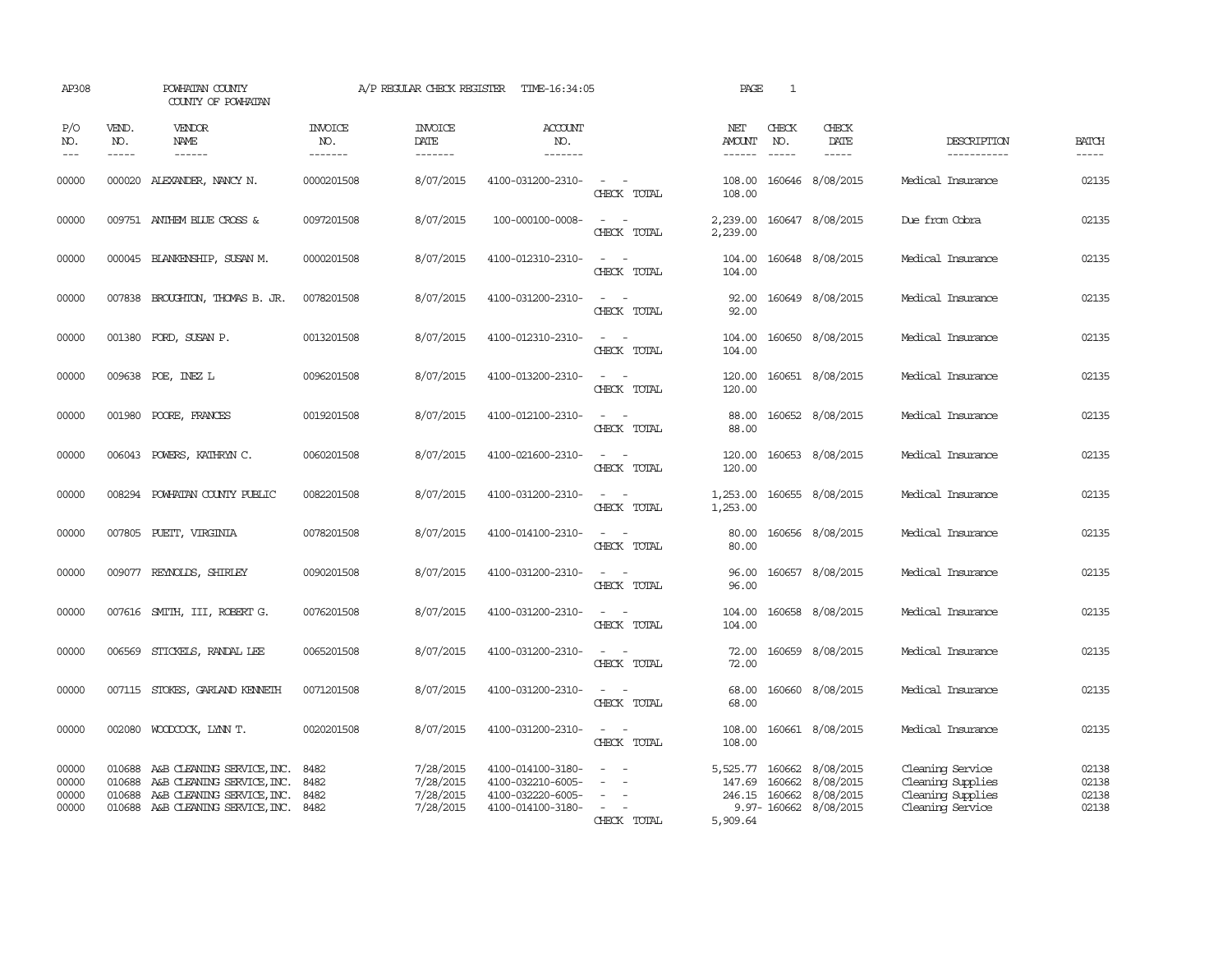AP308 POWHATAN COUNTY COUNTY OF POWHATAN A/P REGULAR CHECK REGISTER TIME-16:34:05 PAGE 1

| P/O NO. | VEND. NO. | VENDOR NAME | INVOICE NO. | INVOICE DATE | ACCOUNT NO. | | NET AMOUNT | CHECK NO. | CHECK DATE | DESCRIPTION | BATCH |
|---|---|---|---|---|---|---|---|---|---|---|---|
| 00000 | 000020 | ALEXANDER, NANCY N. | 0000201508 | 8/07/2015 | 4100-031200-2310- | - - | 108.00 | 160646 | 8/08/2015 | Medical Insurance | 02135 |
| | | | | | | CHECK TOTAL | 108.00 | | | | |
| 00000 | 009751 | ANTHEM BLUE CROSS & | 0097201508 | 8/07/2015 | 100-000100-0008- | - - | 2,239.00 | 160647 | 8/08/2015 | Due from Cobra | 02135 |
| | | | | | | CHECK TOTAL | 2,239.00 | | | | |
| 00000 | 000045 | BLANKENSHIP, SUSAN M. | 0000201508 | 8/07/2015 | 4100-012310-2310- | - - | 104.00 | 160648 | 8/08/2015 | Medical Insurance | 02135 |
| | | | | | | CHECK TOTAL | 104.00 | | | | |
| 00000 | 007838 | BROUGHTON, THOMAS B. JR. | 0078201508 | 8/07/2015 | 4100-031200-2310- | - - | 92.00 | 160649 | 8/08/2015 | Medical Insurance | 02135 |
| | | | | | | CHECK TOTAL | 92.00 | | | | |
| 00000 | 001380 | FORD, SUSAN P. | 0013201508 | 8/07/2015 | 4100-012310-2310- | - - | 104.00 | 160650 | 8/08/2015 | Medical Insurance | 02135 |
| | | | | | | CHECK TOTAL | 104.00 | | | | |
| 00000 | 009638 | POE, INEZ L | 0096201508 | 8/07/2015 | 4100-013200-2310- | - - | 120.00 | 160651 | 8/08/2015 | Medical Insurance | 02135 |
| | | | | | | CHECK TOTAL | 120.00 | | | | |
| 00000 | 001980 | POORE, FRANCES | 0019201508 | 8/07/2015 | 4100-012100-2310- | - - | 88.00 | 160652 | 8/08/2015 | Medical Insurance | 02135 |
| | | | | | | CHECK TOTAL | 88.00 | | | | |
| 00000 | 006043 | POWERS, KATHRYN C. | 0060201508 | 8/07/2015 | 4100-021600-2310- | - - | 120.00 | 160653 | 8/08/2015 | Medical Insurance | 02135 |
| | | | | | | CHECK TOTAL | 120.00 | | | | |
| 00000 | 008294 | POWHATAN COUNTY PUBLIC | 0082201508 | 8/07/2015 | 4100-031200-2310- | - - | 1,253.00 | 160655 | 8/08/2015 | Medical Insurance | 02135 |
| | | | | | | CHECK TOTAL | 1,253.00 | | | | |
| 00000 | 007805 | PUETT, VIRGINIA | 0078201508 | 8/07/2015 | 4100-014100-2310- | - - | 80.00 | 160656 | 8/08/2015 | Medical Insurance | 02135 |
| | | | | | | CHECK TOTAL | 80.00 | | | | |
| 00000 | 009077 | REYNOLDS, SHIRLEY | 0090201508 | 8/07/2015 | 4100-031200-2310- | - - | 96.00 | 160657 | 8/08/2015 | Medical Insurance | 02135 |
| | | | | | | CHECK TOTAL | 96.00 | | | | |
| 00000 | 007616 | SMITH, III, ROBERT G. | 0076201508 | 8/07/2015 | 4100-031200-2310- | - - | 104.00 | 160658 | 8/08/2015 | Medical Insurance | 02135 |
| | | | | | | CHECK TOTAL | 104.00 | | | | |
| 00000 | 006569 | STICKELS, RANDAL LEE | 0065201508 | 8/07/2015 | 4100-031200-2310- | - - | 72.00 | 160659 | 8/08/2015 | Medical Insurance | 02135 |
| | | | | | | CHECK TOTAL | 72.00 | | | | |
| 00000 | 007115 | STOKES, GARLAND KENNETH | 0071201508 | 8/07/2015 | 4100-031200-2310- | - - | 68.00 | 160660 | 8/08/2015 | Medical Insurance | 02135 |
| | | | | | | CHECK TOTAL | 68.00 | | | | |
| 00000 | 002080 | WOODCOCK, LYNN T. | 0020201508 | 8/07/2015 | 4100-031200-2310- | - - | 108.00 | 160661 | 8/08/2015 | Medical Insurance | 02135 |
| | | | | | | CHECK TOTAL | 108.00 | | | | |
| 00000 | 010688 | A&B CLEANING SERVICE, INC. | 8482 | 7/28/2015 | 4100-014100-3180- | - - | 5,525.77 | 160662 | 8/08/2015 | Cleaning Service | 02138 |
| 00000 | 010688 | A&B CLEANING SERVICE, INC. | 8482 | 7/28/2015 | 4100-032210-6005- | - - | 147.69 | 160662 | 8/08/2015 | Cleaning Supplies | 02138 |
| 00000 | 010688 | A&B CLEANING SERVICE, INC. | 8482 | 7/28/2015 | 4100-032220-6005- | - - | 246.15 | 160662 | 8/08/2015 | Cleaning Supplies | 02138 |
| 00000 | 010688 | A&B CLEANING SERVICE, INC. | 8482 | 7/28/2015 | 4100-014100-3180- | - - | 9.97- | 160662 | 8/08/2015 | Cleaning Service | 02138 |
| | | | | | | CHECK TOTAL | 5,909.64 | | | | |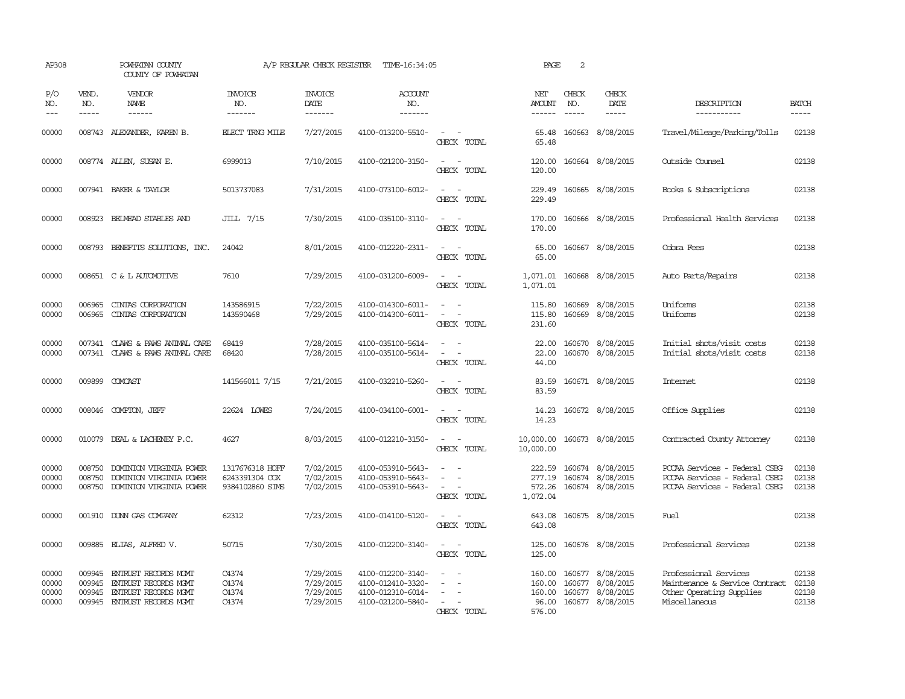AP308 POWHATAN COUNTY A/P REGULAR CHECK REGISTER TIME-16:34:05 PAGE 2

COUNTY OF POWHATAN

| P/O NO. | VEND. NO. | VENDOR NAME | INVOICE NO. | INVOICE DATE | ACCOUNT NO. | | NET AMOUNT | CHECK NO. | CHECK DATE | DESCRIPTION | BATCH |
|---|---|---|---|---|---|---|---|---|---|---|---|
| --- | ----- | ------ | ------- | ------- | ------- | | ------ | ----- | ----- | ----------- | ----- |
| 00000 | 008743 | ALEXANDER, KAREN B. | ELECT TRNG MILE | 7/27/2015 | 4100-013200-5510- | - - | 65.48 | 160663 | 8/08/2015 | Travel/Mileage/Parking/Tolls | 02138 |
| | | | | | | CHECK TOTAL | 65.48 | | | | |
| 00000 | 008774 | ALLEN, SUSAN E. | 6999013 | 7/10/2015 | 4100-021200-3150- | - - | 120.00 | 160664 | 8/08/2015 | Outside Counsel | 02138 |
| | | | | | | CHECK TOTAL | 120.00 | | | | |
| 00000 | 007941 | BAKER & TAYLOR | 5013737083 | 7/31/2015 | 4100-073100-6012- | - - | 229.49 | 160665 | 8/08/2015 | Books & Subscriptions | 02138 |
| | | | | | | CHECK TOTAL | 229.49 | | | | |
| 00000 | 008923 | BELMEAD STABLES AND | JILL 7/15 | 7/30/2015 | 4100-035100-3110- | - - | 170.00 | 160666 | 8/08/2015 | Professional Health Services | 02138 |
| | | | | | | CHECK TOTAL | 170.00 | | | | |
| 00000 | 008793 | BENEFITS SOLUTIONS, INC. | 24042 | 8/01/2015 | 4100-012220-2311- | - - | 65.00 | 160667 | 8/08/2015 | Cobra Fees | 02138 |
| | | | | | | CHECK TOTAL | 65.00 | | | | |
| 00000 | 008651 | C & L AUTOMOTIVE | 7610 | 7/29/2015 | 4100-031200-6009- | - - | 1,071.01 | 160668 | 8/08/2015 | Auto Parts/Repairs | 02138 |
| | | | | | | CHECK TOTAL | 1,071.01 | | | | |
| 00000 | 006965 | CINTAS CORPORATION | 143586915 | 7/22/2015 | 4100-014300-6011- | - - | 115.80 | 160669 | 8/08/2015 | Uniforms | 02138 |
| 00000 | 006965 | CINTAS CORPORATION | 143590468 | 7/29/2015 | 4100-014300-6011- | - - | 115.80 | 160669 | 8/08/2015 | Uniforms | 02138 |
| | | | | | | CHECK TOTAL | 231.60 | | | | |
| 00000 | 007341 | CLAWS & PAWS ANIMAL CARE | 68419 | 7/28/2015 | 4100-035100-5614- | - - | 22.00 | 160670 | 8/08/2015 | Initial shots/visit costs | 02138 |
| 00000 | 007341 | CLAWS & PAWS ANIMAL CARE | 68420 | 7/28/2015 | 4100-035100-5614- | - - | 22.00 | 160670 | 8/08/2015 | Initial shots/visit costs | 02138 |
| | | | | | | CHECK TOTAL | 44.00 | | | | |
| 00000 | 009899 | COMCAST | 141566011 7/15 | 7/21/2015 | 4100-032210-5260- | - - | 83.59 | 160671 | 8/08/2015 | Internet | 02138 |
| | | | | | | CHECK TOTAL | 83.59 | | | | |
| 00000 | 008046 | COMPTON, JEFF | 22624 LOWES | 7/24/2015 | 4100-034100-6001- | - - | 14.23 | 160672 | 8/08/2015 | Office Supplies | 02138 |
| | | | | | | CHECK TOTAL | 14.23 | | | | |
| 00000 | 010079 | DEAL & LACHENEY P.C. | 4627 | 8/03/2015 | 4100-012210-3150- | - - | 10,000.00 | 160673 | 8/08/2015 | Contracted County Attorney | 02138 |
| | | | | | | CHECK TOTAL | 10,000.00 | | | | |
| 00000 | 008750 | DOMINION VIRGINIA POWER | 1317676318 HOFF | 7/02/2015 | 4100-053910-5643- | - - | 222.59 | 160674 | 8/08/2015 | PCCAA Services - Federal CSBG | 02138 |
| 00000 | 008750 | DOMINION VIRGINIA POWER | 6243391304 COX | 7/02/2015 | 4100-053910-5643- | - - | 277.19 | 160674 | 8/08/2015 | PCCAA Services - Federal CSBG | 02138 |
| 00000 | 008750 | DOMINION VIRGINIA POWER | 9384102860 SIMS | 7/02/2015 | 4100-053910-5643- | - - | 572.26 | 160674 | 8/08/2015 | PCCAA Services - Federal CSBG | 02138 |
| | | | | | | CHECK TOTAL | 1,072.04 | | | | |
| 00000 | 001910 | DUNN GAS COMPANY | 62312 | 7/23/2015 | 4100-014100-5120- | - - | 643.08 | 160675 | 8/08/2015 | Fuel | 02138 |
| | | | | | | CHECK TOTAL | 643.08 | | | | |
| 00000 | 009885 | ELIAS, ALFRED V. | 50715 | 7/30/2015 | 4100-012200-3140- | - - | 125.00 | 160676 | 8/08/2015 | Professional Services | 02138 |
| | | | | | | CHECK TOTAL | 125.00 | | | | |
| 00000 | 009945 | ENTRUST RECORDS MGMT | C4374 | 7/29/2015 | 4100-012200-3140- | - - | 160.00 | 160677 | 8/08/2015 | Professional Services | 02138 |
| 00000 | 009945 | ENTRUST RECORDS MGMT | C4374 | 7/29/2015 | 4100-012410-3320- | - - | 160.00 | 160677 | 8/08/2015 | Maintenance & Service Contract | 02138 |
| 00000 | 009945 | ENTRUST RECORDS MGMT | C4374 | 7/29/2015 | 4100-012310-6014- | - - | 160.00 | 160677 | 8/08/2015 | Other Operating Supplies | 02138 |
| 00000 | 009945 | ENTRUST RECORDS MGMT | C4374 | 7/29/2015 | 4100-021200-5840- | - - | 96.00 | 160677 | 8/08/2015 | Miscellaneous | 02138 |
| | | | | | | CHECK TOTAL | 576.00 | | | | |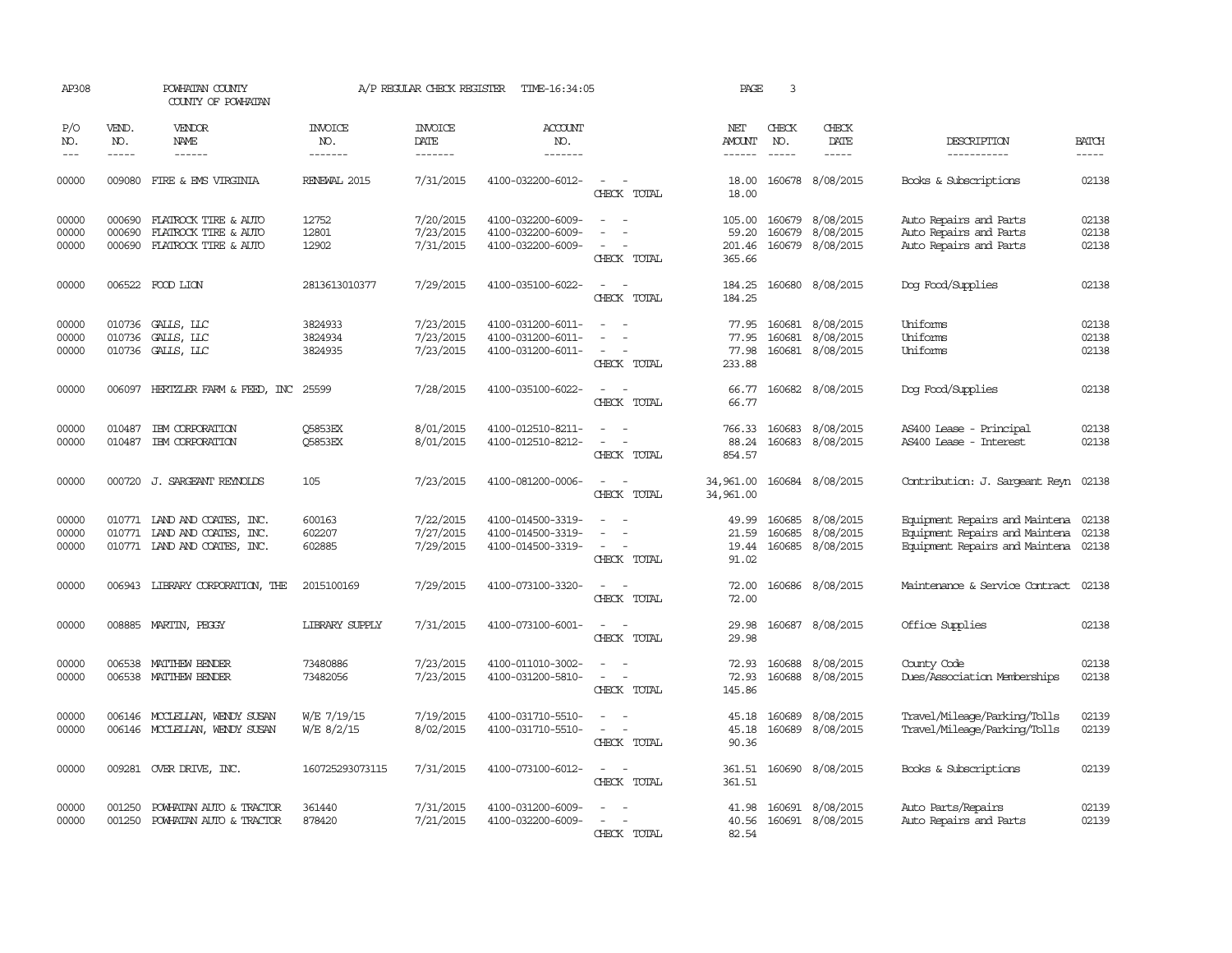AP308 POWHATAN COUNTY A/P REGULAR CHECK REGISTER TIME-16:34:05 PAGE 3

COUNTY OF POWHATAN

| P/O NO. | VEND. NO. | VENDOR NAME | INVOICE NO. | INVOICE DATE | ACCOUNT NO. | | NET AMOUNT | CHECK NO. | CHECK DATE | DESCRIPTION | BATCH |
|---|---|---|---|---|---|---|---|---|---|---|---|
| 00000 | 009080 | FIRE & EMS VIRGINIA | RENEWAL 2015 | 7/31/2015 | 4100-032200-6012- | - - | 18.00 | 160678 | 8/08/2015 | Books & Subscriptions | 02138 |
| | | | | | | CHECK TOTAL | 18.00 | | | | |
| 00000 | 000690 | FLATROCK TIRE & AUTO | 12752 | 7/20/2015 | 4100-032200-6009- | - - | 105.00 | 160679 | 8/08/2015 | Auto Repairs and Parts | 02138 |
| 00000 | 000690 | FLATROCK TIRE & AUTO | 12801 | 7/23/2015 | 4100-032200-6009- | - - | 59.20 | 160679 | 8/08/2015 | Auto Repairs and Parts | 02138 |
| 00000 | 000690 | FLATROCK TIRE & AUTO | 12902 | 7/31/2015 | 4100-032200-6009- | - - | 201.46 | 160679 | 8/08/2015 | Auto Repairs and Parts | 02138 |
| | | | | | | CHECK TOTAL | 365.66 | | | | |
| 00000 | 006522 | FOOD LION | 2813613010377 | 7/29/2015 | 4100-035100-6022- | - - | 184.25 | 160680 | 8/08/2015 | Dog Food/Supplies | 02138 |
| | | | | | | CHECK TOTAL | 184.25 | | | | |
| 00000 | 010736 | GALLS, LLC | 3824933 | 7/23/2015 | 4100-031200-6011- | - - | 77.95 | 160681 | 8/08/2015 | Uniforms | 02138 |
| 00000 | 010736 | GALLS, LLC | 3824934 | 7/23/2015 | 4100-031200-6011- | - - | 77.95 | 160681 | 8/08/2015 | Uniforms | 02138 |
| 00000 | 010736 | GALLS, LLC | 3824935 | 7/23/2015 | 4100-031200-6011- | - - | 77.98 | 160681 | 8/08/2015 | Uniforms | 02138 |
| | | | | | | CHECK TOTAL | 233.88 | | | | |
| 00000 | 006097 | HERTZLER FARM & FEED, INC | 25599 | 7/28/2015 | 4100-035100-6022- | - - | 66.77 | 160682 | 8/08/2015 | Dog Food/Supplies | 02138 |
| | | | | | | CHECK TOTAL | 66.77 | | | | |
| 00000 | 010487 | IBM CORPORATION | Q5853EX | 8/01/2015 | 4100-012510-8211- | - - | 766.33 | 160683 | 8/08/2015 | AS400 Lease - Principal | 02138 |
| 00000 | 010487 | IBM CORPORATION | Q5853EX | 8/01/2015 | 4100-012510-8212- | - - | 88.24 | 160683 | 8/08/2015 | AS400 Lease - Interest | 02138 |
| | | | | | | CHECK TOTAL | 854.57 | | | | |
| 00000 | 000720 | J. SARGEANT REYNOLDS | 105 | 7/23/2015 | 4100-081200-0006- | - - | 34,961.00 | 160684 | 8/08/2015 | Contribution: J. Sargeant Reyn | 02138 |
| | | | | | | CHECK TOTAL | 34,961.00 | | | | |
| 00000 | 010771 | LAND AND COATES, INC. | 600163 | 7/22/2015 | 4100-014500-3319- | - - | 49.99 | 160685 | 8/08/2015 | Equipment Repairs and Maintena | 02138 |
| 00000 | 010771 | LAND AND COATES, INC. | 602207 | 7/27/2015 | 4100-014500-3319- | - - | 21.59 | 160685 | 8/08/2015 | Equipment Repairs and Maintena | 02138 |
| 00000 | 010771 | LAND AND COATES, INC. | 602885 | 7/29/2015 | 4100-014500-3319- | - - | 19.44 | 160685 | 8/08/2015 | Equipment Repairs and Maintena | 02138 |
| | | | | | | CHECK TOTAL | 91.02 | | | | |
| 00000 | 006943 | LIBRARY CORPORATION, THE | 2015100169 | 7/29/2015 | 4100-073100-3320- | - - | 72.00 | 160686 | 8/08/2015 | Maintenance & Service Contract | 02138 |
| | | | | | | CHECK TOTAL | 72.00 | | | | |
| 00000 | 008885 | MARTIN, PEGGY | LIBRARY SUPPLY | 7/31/2015 | 4100-073100-6001- | - - | 29.98 | 160687 | 8/08/2015 | Office Supplies | 02138 |
| | | | | | | CHECK TOTAL | 29.98 | | | | |
| 00000 | 006538 | MATTHEW BENDER | 73480886 | 7/23/2015 | 4100-011010-3002- | - - | 72.93 | 160688 | 8/08/2015 | County Code | 02138 |
| 00000 | 006538 | MATTHEW BENDER | 73482056 | 7/23/2015 | 4100-031200-5810- | - - | 72.93 | 160688 | 8/08/2015 | Dues/Association Memberships | 02138 |
| | | | | | | CHECK TOTAL | 145.86 | | | | |
| 00000 | 006146 | MCCLELLAN, WENDY SUSAN | W/E 7/19/15 | 7/19/2015 | 4100-031710-5510- | - - | 45.18 | 160689 | 8/08/2015 | Travel/Mileage/Parking/Tolls | 02139 |
| 00000 | 006146 | MCCLELLAN, WENDY SUSAN | W/E 8/2/15 | 8/02/2015 | 4100-031710-5510- | - - | 45.18 | 160689 | 8/08/2015 | Travel/Mileage/Parking/Tolls | 02139 |
| | | | | | | CHECK TOTAL | 90.36 | | | | |
| 00000 | 009281 | OVER DRIVE, INC. | 160725293073115 | 7/31/2015 | 4100-073100-6012- | - - | 361.51 | 160690 | 8/08/2015 | Books & Subscriptions | 02139 |
| | | | | | | CHECK TOTAL | 361.51 | | | | |
| 00000 | 001250 | POWHATAN AUTO & TRACTOR | 361440 | 7/31/2015 | 4100-031200-6009- | - - | 41.98 | 160691 | 8/08/2015 | Auto Parts/Repairs | 02139 |
| 00000 | 001250 | POWHATAN AUTO & TRACTOR | 878420 | 7/21/2015 | 4100-032200-6009- | - - | 40.56 | 160691 | 8/08/2015 | Auto Repairs and Parts | 02139 |
| | | | | | | CHECK TOTAL | 82.54 | | | | |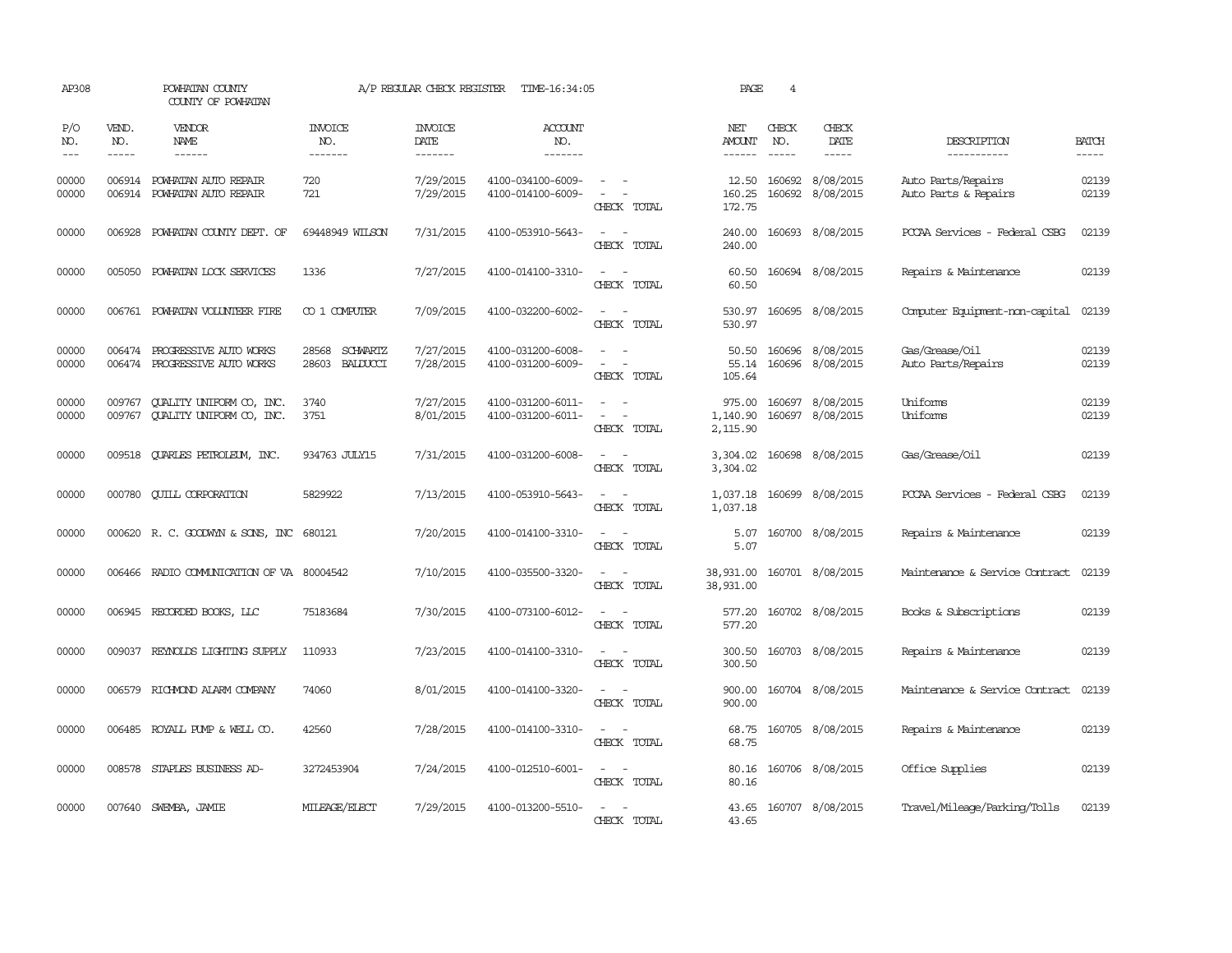AP308 POWHATAN COUNTY COUNTY OF POWHATAN A/P REGULAR CHECK REGISTER TIME-16:34:05 PAGE 4

| P/O NO. | VEND. NO. | VENDOR NAME | INVOICE NO. | INVOICE DATE | ACCOUNT NO. | | NET AMOUNT | CHECK NO. | CHECK DATE | DESCRIPTION | BATCH |
|---|---|---|---|---|---|---|---|---|---|---|---|
| 00000 | 006914 | POWHATAN AUTO REPAIR | 720 | 7/29/2015 | 4100-034100-6009- | - - | 12.50 | 160692 | 8/08/2015 | Auto Parts/Repairs | 02139 |
| 00000 | 006914 | POWHATAN AUTO REPAIR | 721 | 7/29/2015 | 4100-014100-6009- | - - | 160.25 | 160692 | 8/08/2015 | Auto Parts & Repairs | 02139 |
| | | | | | | CHECK TOTAL | 172.75 | | | | |
| 00000 | 006928 | POWHATAN COUNTY DEPT. OF | 69448949 WILSON | 7/31/2015 | 4100-053910-5643- | - - | 240.00 | 160693 | 8/08/2015 | PCCAA Services - Federal CSBG | 02139 |
| | | | | | | CHECK TOTAL | 240.00 | | | | |
| 00000 | 005050 | POWHATAN LOCK SERVICES | 1336 | 7/27/2015 | 4100-014100-3310- | - - | 60.50 | 160694 | 8/08/2015 | Repairs & Maintenance | 02139 |
| | | | | | | CHECK TOTAL | 60.50 | | | | |
| 00000 | 006761 | POWHATAN VOLUNTEER FIRE | CO 1 COMPUTER | 7/09/2015 | 4100-032200-6002- | - - | 530.97 | 160695 | 8/08/2015 | Computer Equipment-non-capital | 02139 |
| | | | | | | CHECK TOTAL | 530.97 | | | | |
| 00000 | 006474 | PROGRESSIVE AUTO WORKS | 28568 SCHWARTZ | 7/27/2015 | 4100-031200-6008- | - - | 50.50 | 160696 | 8/08/2015 | Gas/Grease/Oil | 02139 |
| 00000 | 006474 | PROGRESSIVE AUTO WORKS | 28603 BALDUCCI | 7/28/2015 | 4100-031200-6009- | - - | 55.14 | 160696 | 8/08/2015 | Auto Parts/Repairs | 02139 |
| | | | | | | CHECK TOTAL | 105.64 | | | | |
| 00000 | 009767 | QUALITY UNIFORM CO, INC. | 3740 | 7/27/2015 | 4100-031200-6011- | - - | 975.00 | 160697 | 8/08/2015 | Uniforms | 02139 |
| 00000 | 009767 | QUALITY UNIFORM CO, INC. | 3751 | 8/01/2015 | 4100-031200-6011- | - - | 1,140.90 | 160697 | 8/08/2015 | Uniforms | 02139 |
| | | | | | | CHECK TOTAL | 2,115.90 | | | | |
| 00000 | 009518 | QUARLES PETROLEUM, INC. | 934763 JULY15 | 7/31/2015 | 4100-031200-6008- | - - | 3,304.02 | 160698 | 8/08/2015 | Gas/Grease/Oil | 02139 |
| | | | | | | CHECK TOTAL | 3,304.02 | | | | |
| 00000 | 000780 | QUILL CORPORATION | 5829922 | 7/13/2015 | 4100-053910-5643- | - - | 1,037.18 | 160699 | 8/08/2015 | PCCAA Services - Federal CSBG | 02139 |
| | | | | | | CHECK TOTAL | 1,037.18 | | | | |
| 00000 | 000620 | R. C. GOODWYN & SONS, INC | 680121 | 7/20/2015 | 4100-014100-3310- | - - | 5.07 | 160700 | 8/08/2015 | Repairs & Maintenance | 02139 |
| | | | | | | CHECK TOTAL | 5.07 | | | | |
| 00000 | 006466 | RADIO COMMUNICATION OF VA | 80004542 | 7/10/2015 | 4100-035500-3320- | - - | 38,931.00 | 160701 | 8/08/2015 | Maintenance & Service Contract | 02139 |
| | | | | | | CHECK TOTAL | 38,931.00 | | | | |
| 00000 | 006945 | RECORDED BOOKS, LLC | 75183684 | 7/30/2015 | 4100-073100-6012- | - - | 577.20 | 160702 | 8/08/2015 | Books & Subscriptions | 02139 |
| | | | | | | CHECK TOTAL | 577.20 | | | | |
| 00000 | 009037 | REYNOLDS LIGHTING SUPPLY | 110933 | 7/23/2015 | 4100-014100-3310- | - - | 300.50 | 160703 | 8/08/2015 | Repairs & Maintenance | 02139 |
| | | | | | | CHECK TOTAL | 300.50 | | | | |
| 00000 | 006579 | RICHMOND ALARM COMPANY | 74060 | 8/01/2015 | 4100-014100-3320- | - - | 900.00 | 160704 | 8/08/2015 | Maintenance & Service Contract | 02139 |
| | | | | | | CHECK TOTAL | 900.00 | | | | |
| 00000 | 006485 | ROYALL PUMP & WELL CO. | 42560 | 7/28/2015 | 4100-014100-3310- | - - | 68.75 | 160705 | 8/08/2015 | Repairs & Maintenance | 02139 |
| | | | | | | CHECK TOTAL | 68.75 | | | | |
| 00000 | 008578 | STAPLES BUSINESS AD- | 3272453904 | 7/24/2015 | 4100-012510-6001- | - - | 80.16 | 160706 | 8/08/2015 | Office Supplies | 02139 |
| | | | | | | CHECK TOTAL | 80.16 | | | | |
| 00000 | 007640 | SWEMBA, JAMIE | MILEAGE/ELECT | 7/29/2015 | 4100-013200-5510- | - - | 43.65 | 160707 | 8/08/2015 | Travel/Mileage/Parking/Tolls | 02139 |
| | | | | | | CHECK TOTAL | 43.65 | | | | |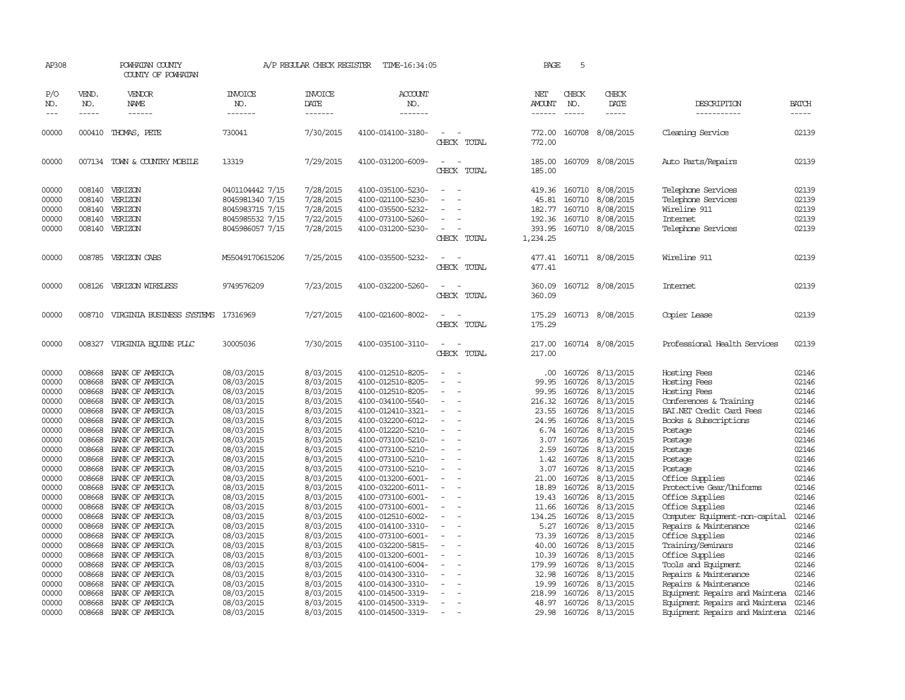AP308 POWHATAN COUNTY A/P REGULAR CHECK REGISTER TIME-16:34:05 PAGE 5

COUNTY OF POWHATAN

| P/O NO. | VEND. NO. | VENDOR NAME | INVOICE NO. | INVOICE DATE | ACCOUNT NO. | | NET AMOUNT | CHECK NO. | CHECK DATE | DESCRIPTION | BATCH |
|---|---|---|---|---|---|---|---|---|---|---|---|
| 00000 | 000410 | THOMAS, PETE | 730041 | 7/30/2015 | 4100-014100-3180- | - - | 772.00 | 160708 | 8/08/2015 | Cleaning Service | 02139 |
| | | | | | | CHECK TOTAL | 772.00 | | | | |
| 00000 | 007134 | TOWN & COUNTRY MOBILE | 13319 | 7/29/2015 | 4100-031200-6009- | - - | 185.00 | 160709 | 8/08/2015 | Auto Parts/Repairs | 02139 |
| | | | | | | CHECK TOTAL | 185.00 | | | | |
| 00000 | 008140 | VERIZON | 0401104442 7/15 | 7/28/2015 | 4100-035100-5230- | - - | 419.36 | 160710 | 8/08/2015 | Telephone Services | 02139 |
| 00000 | 008140 | VERIZON | 8045981340 7/15 | 7/28/2015 | 4100-021100-5230- | - - | 45.81 | 160710 | 8/08/2015 | Telephone Services | 02139 |
| 00000 | 008140 | VERIZON | 8045983715 7/15 | 7/28/2015 | 4100-035500-5232- | - - | 182.77 | 160710 | 8/08/2015 | Wireline 911 | 02139 |
| 00000 | 008140 | VERIZON | 8045985532 7/15 | 7/22/2015 | 4100-073100-5260- | - - | 192.36 | 160710 | 8/08/2015 | Internet | 02139 |
| 00000 | 008140 | VERIZON | 8045986057 7/15 | 7/28/2015 | 4100-031200-5230- | - - | 393.95 | 160710 | 8/08/2015 | Telephone Services | 02139 |
| | | | | | | CHECK TOTAL | 1,234.25 | | | | |
| 00000 | 008785 | VERIZON CABS | M55049170615206 | 7/25/2015 | 4100-035500-5232- | - - | 477.41 | 160711 | 8/08/2015 | Wireline 911 | 02139 |
| | | | | | | CHECK TOTAL | 477.41 | | | | |
| 00000 | 008126 | VERIZON WIRELESS | 9749576209 | 7/23/2015 | 4100-032200-5260- | - - | 360.09 | 160712 | 8/08/2015 | Internet | 02139 |
| | | | | | | CHECK TOTAL | 360.09 | | | | |
| 00000 | 008710 | VIRGINIA BUSINESS SYSTEMS | 17316969 | 7/27/2015 | 4100-021600-8002- | - - | 175.29 | 160713 | 8/08/2015 | Copier Lease | 02139 |
| | | | | | | CHECK TOTAL | 175.29 | | | | |
| 00000 | 008327 | VIRGINIA EQUINE PLLC | 30005036 | 7/30/2015 | 4100-035100-3110- | - - | 217.00 | 160714 | 8/08/2015 | Professional Health Services | 02139 |
| | | | | | | CHECK TOTAL | 217.00 | | | | |
| 00000 | 008668 | BANK OF AMERICA | 08/03/2015 | 8/03/2015 | 4100-012510-8205- | - - | .00 | 160726 | 8/13/2015 | Hosting Fees | 02146 |
| 00000 | 008668 | BANK OF AMERICA | 08/03/2015 | 8/03/2015 | 4100-012510-8205- | - - | 99.95 | 160726 | 8/13/2015 | Hosting Fees | 02146 |
| 00000 | 008668 | BANK OF AMERICA | 08/03/2015 | 8/03/2015 | 4100-012510-8205- | - - | 99.95 | 160726 | 8/13/2015 | Hosting Fees | 02146 |
| 00000 | 008668 | BANK OF AMERICA | 08/03/2015 | 8/03/2015 | 4100-034100-5540- | - - | 216.32 | 160726 | 8/13/2015 | Conferences & Training | 02146 |
| 00000 | 008668 | BANK OF AMERICA | 08/03/2015 | 8/03/2015 | 4100-012410-3321- | - - | 23.55 | 160726 | 8/13/2015 | BAI.NET Credit Card Fees | 02146 |
| 00000 | 008668 | BANK OF AMERICA | 08/03/2015 | 8/03/2015 | 4100-032200-6012- | - - | 24.95 | 160726 | 8/13/2015 | Books & Subscriptions | 02146 |
| 00000 | 008668 | BANK OF AMERICA | 08/03/2015 | 8/03/2015 | 4100-012220-5210- | - - | 6.74 | 160726 | 8/13/2015 | Postage | 02146 |
| 00000 | 008668 | BANK OF AMERICA | 08/03/2015 | 8/03/2015 | 4100-073100-5210- | - - | 3.07 | 160726 | 8/13/2015 | Postage | 02146 |
| 00000 | 008668 | BANK OF AMERICA | 08/03/2015 | 8/03/2015 | 4100-073100-5210- | - - | 2.59 | 160726 | 8/13/2015 | Postage | 02146 |
| 00000 | 008668 | BANK OF AMERICA | 08/03/2015 | 8/03/2015 | 4100-073100-5210- | - - | 1.42 | 160726 | 8/13/2015 | Postage | 02146 |
| 00000 | 008668 | BANK OF AMERICA | 08/03/2015 | 8/03/2015 | 4100-073100-5210- | - - | 3.07 | 160726 | 8/13/2015 | Postage | 02146 |
| 00000 | 008668 | BANK OF AMERICA | 08/03/2015 | 8/03/2015 | 4100-013200-6001- | - - | 21.00 | 160726 | 8/13/2015 | Office Supplies | 02146 |
| 00000 | 008668 | BANK OF AMERICA | 08/03/2015 | 8/03/2015 | 4100-032200-6011- | - - | 18.89 | 160726 | 8/13/2015 | Protective Gear/Uniforms | 02146 |
| 00000 | 008668 | BANK OF AMERICA | 08/03/2015 | 8/03/2015 | 4100-073100-6001- | - - | 19.43 | 160726 | 8/13/2015 | Office Supplies | 02146 |
| 00000 | 008668 | BANK OF AMERICA | 08/03/2015 | 8/03/2015 | 4100-073100-6001- | - - | 11.66 | 160726 | 8/13/2015 | Office Supplies | 02146 |
| 00000 | 008668 | BANK OF AMERICA | 08/03/2015 | 8/03/2015 | 4100-012510-6002- | - - | 134.25 | 160726 | 8/13/2015 | Computer Equipment-non-capital | 02146 |
| 00000 | 008668 | BANK OF AMERICA | 08/03/2015 | 8/03/2015 | 4100-014100-3310- | - - | 5.27 | 160726 | 8/13/2015 | Repairs & Maintenance | 02146 |
| 00000 | 008668 | BANK OF AMERICA | 08/03/2015 | 8/03/2015 | 4100-073100-6001- | - - | 73.39 | 160726 | 8/13/2015 | Office Supplies | 02146 |
| 00000 | 008668 | BANK OF AMERICA | 08/03/2015 | 8/03/2015 | 4100-032200-5815- | - - | 40.00 | 160726 | 8/13/2015 | Training/Seminars | 02146 |
| 00000 | 008668 | BANK OF AMERICA | 08/03/2015 | 8/03/2015 | 4100-013200-6001- | - - | 10.39 | 160726 | 8/13/2015 | Office Supplies | 02146 |
| 00000 | 008668 | BANK OF AMERICA | 08/03/2015 | 8/03/2015 | 4100-014100-6004- | - - | 179.99 | 160726 | 8/13/2015 | Tools and Equipment | 02146 |
| 00000 | 008668 | BANK OF AMERICA | 08/03/2015 | 8/03/2015 | 4100-014300-3310- | - - | 32.98 | 160726 | 8/13/2015 | Repairs & Maintenance | 02146 |
| 00000 | 008668 | BANK OF AMERICA | 08/03/2015 | 8/03/2015 | 4100-014300-3310- | - - | 19.99 | 160726 | 8/13/2015 | Repairs & Maintenance | 02146 |
| 00000 | 008668 | BANK OF AMERICA | 08/03/2015 | 8/03/2015 | 4100-014500-3319- | - - | 218.99 | 160726 | 8/13/2015 | Equipment Repairs and Maintena | 02146 |
| 00000 | 008668 | BANK OF AMERICA | 08/03/2015 | 8/03/2015 | 4100-014500-3319- | - - | 48.97 | 160726 | 8/13/2015 | Equipment Repairs and Maintena | 02146 |
| 00000 | 008668 | BANK OF AMERICA | 08/03/2015 | 8/03/2015 | 4100-014500-3319- | - - | 29.98 | 160726 | 8/13/2015 | Equipment Repairs and Maintena | 02146 |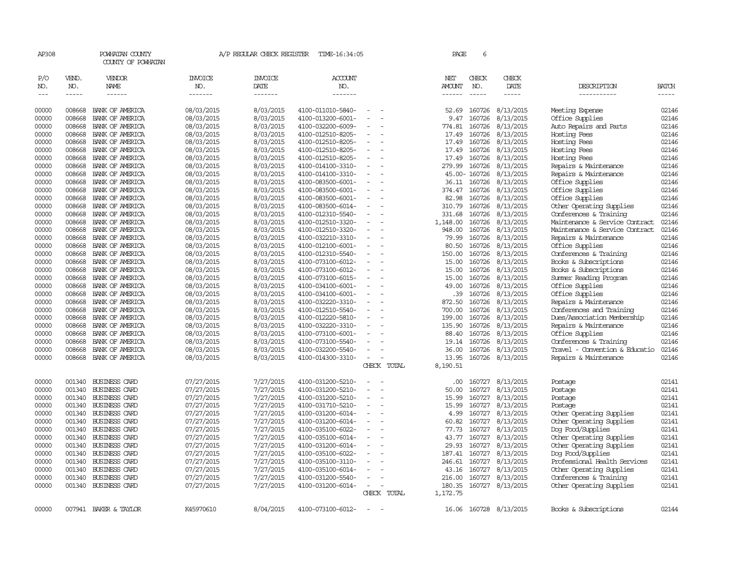AP308 POWHATAN COUNTY A/P REGULAR CHECK REGISTER TIME-16:34:05

COUNTY OF POWHATAN

| P/O NO. | VEND. NO. | VENDOR NAME | INVOICE NO. | INVOICE DATE | ACCOUNT NO. | | NET AMOUNT | CHECK NO. | CHECK DATE | DESCRIPTION | BATCH |
|---|---|---|---|---|---|---|---|---|---|---|---|
| 00000 | 008668 | BANK OF AMERICA | 08/03/2015 | 8/03/2015 | 4100-011010-5840- | - - | 52.69 | 160726 | 8/13/2015 | Meeting Expense | 02146 |
| 00000 | 008668 | BANK OF AMERICA | 08/03/2015 | 8/03/2015 | 4100-013200-6001- | - - | 9.47 | 160726 | 8/13/2015 | Office Supplies | 02146 |
| 00000 | 008668 | BANK OF AMERICA | 08/03/2015 | 8/03/2015 | 4100-032200-6009- | - - | 774.81 | 160726 | 8/13/2015 | Auto Repairs and Parts | 02146 |
| 00000 | 008668 | BANK OF AMERICA | 08/03/2015 | 8/03/2015 | 4100-012510-8205- | - - | 17.49 | 160726 | 8/13/2015 | Hosting Fees | 02146 |
| 00000 | 008668 | BANK OF AMERICA | 08/03/2015 | 8/03/2015 | 4100-012510-8205- | - - | 17.49 | 160726 | 8/13/2015 | Hosting Fees | 02146 |
| 00000 | 008668 | BANK OF AMERICA | 08/03/2015 | 8/03/2015 | 4100-012510-8205- | - - | 17.49 | 160726 | 8/13/2015 | Hosting Fees | 02146 |
| 00000 | 008668 | BANK OF AMERICA | 08/03/2015 | 8/03/2015 | 4100-012510-8205- | - - | 17.49 | 160726 | 8/13/2015 | Hosting Fees | 02146 |
| 00000 | 008668 | BANK OF AMERICA | 08/03/2015 | 8/03/2015 | 4100-014100-3310- | - - | 279.99 | 160726 | 8/13/2015 | Repairs & Maintenance | 02146 |
| 00000 | 008668 | BANK OF AMERICA | 08/03/2015 | 8/03/2015 | 4100-014100-3310- | - - | 45.00- | 160726 | 8/13/2015 | Repairs & Maintenance | 02146 |
| 00000 | 008668 | BANK OF AMERICA | 08/03/2015 | 8/03/2015 | 4100-083500-6001- | - - | 36.11 | 160726 | 8/13/2015 | Office Supplies | 02146 |
| 00000 | 008668 | BANK OF AMERICA | 08/03/2015 | 8/03/2015 | 4100-083500-6001- | - - | 374.47 | 160726 | 8/13/2015 | Office Supplies | 02146 |
| 00000 | 008668 | BANK OF AMERICA | 08/03/2015 | 8/03/2015 | 4100-083500-6001- | - - | 82.98 | 160726 | 8/13/2015 | Office Supplies | 02146 |
| 00000 | 008668 | BANK OF AMERICA | 08/03/2015 | 8/03/2015 | 4100-083500-6014- | - - | 310.79 | 160726 | 8/13/2015 | Other Operating Supplies | 02146 |
| 00000 | 008668 | BANK OF AMERICA | 08/03/2015 | 8/03/2015 | 4100-012310-5540- | - - | 331.68 | 160726 | 8/13/2015 | Conferences & Training | 02146 |
| 00000 | 008668 | BANK OF AMERICA | 08/03/2015 | 8/03/2015 | 4100-012510-3320- | - - | 1,148.00 | 160726 | 8/13/2015 | Maintenance & Service Contract | 02146 |
| 00000 | 008668 | BANK OF AMERICA | 08/03/2015 | 8/03/2015 | 4100-012510-3320- | - - | 948.00 | 160726 | 8/13/2015 | Maintenance & Service Contract | 02146 |
| 00000 | 008668 | BANK OF AMERICA | 08/03/2015 | 8/03/2015 | 4100-032210-3310- | - - | 79.99 | 160726 | 8/13/2015 | Repairs & Maintenance | 02146 |
| 00000 | 008668 | BANK OF AMERICA | 08/03/2015 | 8/03/2015 | 4100-012100-6001- | - - | 80.50 | 160726 | 8/13/2015 | Office Supplies | 02146 |
| 00000 | 008668 | BANK OF AMERICA | 08/03/2015 | 8/03/2015 | 4100-012310-5540- | - - | 150.00 | 160726 | 8/13/2015 | Conferences & Training | 02146 |
| 00000 | 008668 | BANK OF AMERICA | 08/03/2015 | 8/03/2015 | 4100-073100-6012- | - - | 15.00 | 160726 | 8/13/2015 | Books & Subscriptions | 02146 |
| 00000 | 008668 | BANK OF AMERICA | 08/03/2015 | 8/03/2015 | 4100-073100-6012- | - - | 15.00 | 160726 | 8/13/2015 | Books & Subscriptions | 02146 |
| 00000 | 008668 | BANK OF AMERICA | 08/03/2015 | 8/03/2015 | 4100-073100-6015- | - - | 15.00 | 160726 | 8/13/2015 | Summer Reading Program | 02146 |
| 00000 | 008668 | BANK OF AMERICA | 08/03/2015 | 8/03/2015 | 4100-034100-6001- | - - | 49.00 | 160726 | 8/13/2015 | Office Supplies | 02146 |
| 00000 | 008668 | BANK OF AMERICA | 08/03/2015 | 8/03/2015 | 4100-034100-6001- | - - | .39 | 160726 | 8/13/2015 | Office Supplies | 02146 |
| 00000 | 008668 | BANK OF AMERICA | 08/03/2015 | 8/03/2015 | 4100-032220-3310- | - - | 872.50 | 160726 | 8/13/2015 | Repairs & Maintenance | 02146 |
| 00000 | 008668 | BANK OF AMERICA | 08/03/2015 | 8/03/2015 | 4100-012510-5540- | - - | 700.00 | 160726 | 8/13/2015 | Conferences and Training | 02146 |
| 00000 | 008668 | BANK OF AMERICA | 08/03/2015 | 8/03/2015 | 4100-012220-5810- | - - | 199.00 | 160726 | 8/13/2015 | Dues/Association Membership | 02146 |
| 00000 | 008668 | BANK OF AMERICA | 08/03/2015 | 8/03/2015 | 4100-032220-3310- | - - | 135.90 | 160726 | 8/13/2015 | Repairs & Maintenance | 02146 |
| 00000 | 008668 | BANK OF AMERICA | 08/03/2015 | 8/03/2015 | 4100-073100-6001- | - - | 88.40 | 160726 | 8/13/2015 | Office Supplies | 02146 |
| 00000 | 008668 | BANK OF AMERICA | 08/03/2015 | 8/03/2015 | 4100-073100-5540- | - - | 19.14 | 160726 | 8/13/2015 | Conferences & Training | 02146 |
| 00000 | 008668 | BANK OF AMERICA | 08/03/2015 | 8/03/2015 | 4100-032200-5540- | - - | 36.00 | 160726 | 8/13/2015 | Travel - Convention & Educatio | 02146 |
| 00000 | 008668 | BANK OF AMERICA | 08/03/2015 | 8/03/2015 | 4100-014300-3310- | - - | 13.95 | 160726 | 8/13/2015 | Repairs & Maintenance | 02146 |
| | | | | | | CHECK TOTAL | 8,190.51 | | | | |
| 00000 | 001340 | BUSINESS CARD | 07/27/2015 | 7/27/2015 | 4100-031200-5210- | - - | .00 | 160727 | 8/13/2015 | Postage | 02141 |
| 00000 | 001340 | BUSINESS CARD | 07/27/2015 | 7/27/2015 | 4100-031200-5210- | - - | 50.00 | 160727 | 8/13/2015 | Postage | 02141 |
| 00000 | 001340 | BUSINESS CARD | 07/27/2015 | 7/27/2015 | 4100-031200-5210- | - - | 15.99 | 160727 | 8/13/2015 | Postage | 02141 |
| 00000 | 001340 | BUSINESS CARD | 07/27/2015 | 7/27/2015 | 4100-031710-5210- | - - | 15.99 | 160727 | 8/13/2015 | Postage | 02141 |
| 00000 | 001340 | BUSINESS CARD | 07/27/2015 | 7/27/2015 | 4100-031200-6014- | - - | 4.99 | 160727 | 8/13/2015 | Other Operating Supplies | 02141 |
| 00000 | 001340 | BUSINESS CARD | 07/27/2015 | 7/27/2015 | 4100-031200-6014- | - - | 60.82 | 160727 | 8/13/2015 | Other Operating Supplies | 02141 |
| 00000 | 001340 | BUSINESS CARD | 07/27/2015 | 7/27/2015 | 4100-035100-6022- | - - | 77.73 | 160727 | 8/13/2015 | Dog Food/Supplies | 02141 |
| 00000 | 001340 | BUSINESS CARD | 07/27/2015 | 7/27/2015 | 4100-035100-6014- | - - | 43.77 | 160727 | 8/13/2015 | Other Operating Supplies | 02141 |
| 00000 | 001340 | BUSINESS CARD | 07/27/2015 | 7/27/2015 | 4100-031200-6014- | - - | 29.93 | 160727 | 8/13/2015 | Other Operating Supplies | 02141 |
| 00000 | 001340 | BUSINESS CARD | 07/27/2015 | 7/27/2015 | 4100-035100-6022- | - - | 187.41 | 160727 | 8/13/2015 | Dog Food/Supplies | 02141 |
| 00000 | 001340 | BUSINESS CARD | 07/27/2015 | 7/27/2015 | 4100-035100-3110- | - - | 246.61 | 160727 | 8/13/2015 | Professional Health Services | 02141 |
| 00000 | 001340 | BUSINESS CARD | 07/27/2015 | 7/27/2015 | 4100-035100-6014- | - - | 43.16 | 160727 | 8/13/2015 | Other Operating Supplies | 02141 |
| 00000 | 001340 | BUSINESS CARD | 07/27/2015 | 7/27/2015 | 4100-031200-5540- | - - | 216.00 | 160727 | 8/13/2015 | Conferences & Training | 02141 |
| 00000 | 001340 | BUSINESS CARD | 07/27/2015 | 7/27/2015 | 4100-031200-6014- | - - | 180.35 | 160727 | 8/13/2015 | Other Operating Supplies | 02141 |
| | | | | | | CHECK TOTAL | 1,172.75 | | | | |
| 00000 | 007941 | BAKER & TAYLOR | K45970610 | 8/04/2015 | 4100-073100-6012- | - - | 16.06 | 160728 | 8/13/2015 | Books & Subscriptions | 02144 |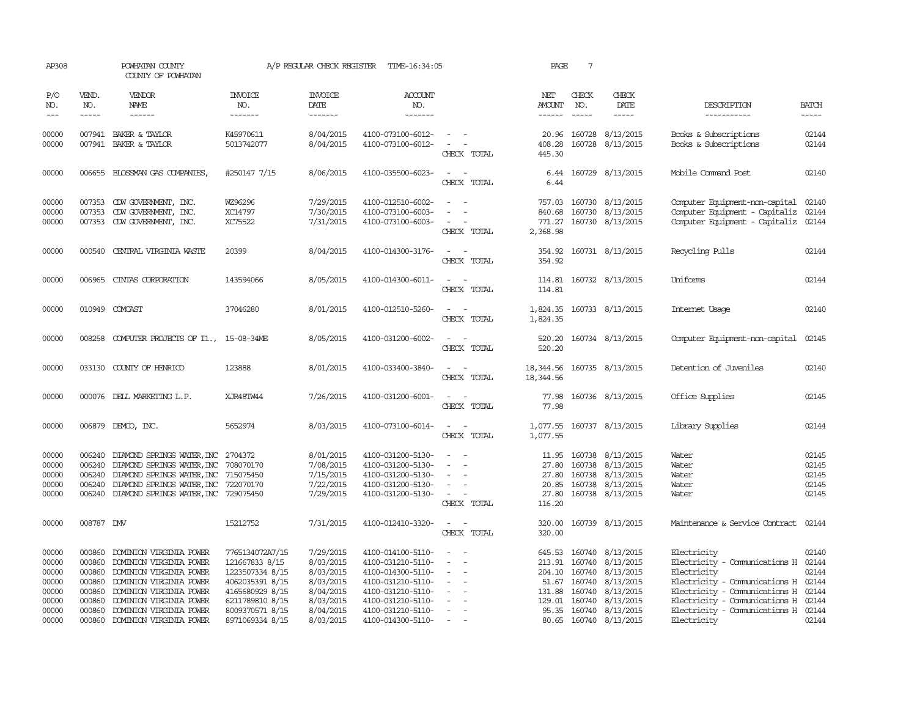AP308 POWHATAN COUNTY A/P REGULAR CHECK REGISTER TIME-16:34:05 PAGE 7

COUNTY OF POWHATAN

| P/O NO. | VEND. NO. | VENDOR NAME | INVOICE NO. | INVOICE DATE | ACCOUNT NO. | | NET AMOUNT | CHECK NO. | CHECK DATE | DESCRIPTION | BATCH |
|---|---|---|---|---|---|---|---|---|---|---|---|
| 00000 | 007941 | BAKER & TAYLOR | K45970611 | 8/04/2015 | 4100-073100-6012- | - - | 20.96 | 160728 | 8/13/2015 | Books & Subscriptions | 02144 |
| 00000 | 007941 | BAKER & TAYLOR | 5013742077 | 8/04/2015 | 4100-073100-6012- | - - | 408.28 | 160728 | 8/13/2015 | Books & Subscriptions | 02144 |
| | | | | | | CHECK TOTAL | 445.30 | | | | |
| 00000 | 006655 | BLOSSMAN GAS COMPANIES, | #250147 7/15 | 8/06/2015 | 4100-035500-6023- | - - | 6.44 | 160729 | 8/13/2015 | Mobile Command Post | 02140 |
| | | | | | | CHECK TOTAL | 6.44 | | | | |
| 00000 | 007353 | CDW GOVERNMENT, INC. | WZ96296 | 7/29/2015 | 4100-012510-6002- | - - | 757.03 | 160730 | 8/13/2015 | Computer Equipment-non-capital | 02140 |
| 00000 | 007353 | CDW GOVERNMENT, INC. | XC14797 | 7/30/2015 | 4100-073100-6003- | - - | 840.68 | 160730 | 8/13/2015 | Computer Equipment - Capitaliz | 02144 |
| 00000 | 007353 | CDW GOVERNMENT, INC. | XC75522 | 7/31/2015 | 4100-073100-6003- | - - | 771.27 | 160730 | 8/13/2015 | Computer Equipment - Capitaliz | 02144 |
| | | | | | | CHECK TOTAL | 2,368.98 | | | | |
| 00000 | 000540 | CENTRAL VIRGINIA WASTE | 20399 | 8/04/2015 | 4100-014300-3176- | - - | 354.92 | 160731 | 8/13/2015 | Recycling Pulls | 02144 |
| | | | | | | CHECK TOTAL | 354.92 | | | | |
| 00000 | 006965 | CINTAS CORPORATION | 143594066 | 8/05/2015 | 4100-014300-6011- | - - | 114.81 | 160732 | 8/13/2015 | Uniforms | 02144 |
| | | | | | | CHECK TOTAL | 114.81 | | | | |
| 00000 | 010949 | COMCAST | 37046280 | 8/01/2015 | 4100-012510-5260- | - - | 1,824.35 | 160733 | 8/13/2015 | Internet Usage | 02140 |
| | | | | | | CHECK TOTAL | 1,824.35 | | | | |
| 00000 | 008258 | COMPUTER PROJECTS OF Il., | 15-08-34ME | 8/05/2015 | 4100-031200-6002- | - - | 520.20 | 160734 | 8/13/2015 | Computer Equipment-non-capital | 02145 |
| | | | | | | CHECK TOTAL | 520.20 | | | | |
| 00000 | 033130 | COUNTY OF HENRICO | 123888 | 8/01/2015 | 4100-033400-3840- | - - | 18,344.56 | 160735 | 8/13/2015 | Detention of Juveniles | 02140 |
| | | | | | | CHECK TOTAL | 18,344.56 | | | | |
| 00000 | 000076 | DELL MARKETING L.P. | XJR48TW44 | 7/26/2015 | 4100-031200-6001- | - - | 77.98 | 160736 | 8/13/2015 | Office Supplies | 02145 |
| | | | | | | CHECK TOTAL | 77.98 | | | | |
| 00000 | 006879 | DEMCO, INC. | 5652974 | 8/03/2015 | 4100-073100-6014- | - - | 1,077.55 | 160737 | 8/13/2015 | Library Supplies | 02144 |
| | | | | | | CHECK TOTAL | 1,077.55 | | | | |
| 00000 | 006240 | DIAMOND SPRINGS WATER, INC | 2704372 | 8/01/2015 | 4100-031200-5130- | - - | 11.95 | 160738 | 8/13/2015 | Water | 02145 |
| 00000 | 006240 | DIAMOND SPRINGS WATER, INC | 708070170 | 7/08/2015 | 4100-031200-5130- | - - | 27.80 | 160738 | 8/13/2015 | Water | 02145 |
| 00000 | 006240 | DIAMOND SPRINGS WATER, INC | 715075450 | 7/15/2015 | 4100-031200-5130- | - - | 27.80 | 160738 | 8/13/2015 | Water | 02145 |
| 00000 | 006240 | DIAMOND SPRINGS WATER, INC | 722070170 | 7/22/2015 | 4100-031200-5130- | - - | 20.85 | 160738 | 8/13/2015 | Water | 02145 |
| 00000 | 006240 | DIAMOND SPRINGS WATER, INC | 729075450 | 7/29/2015 | 4100-031200-5130- | - - | 27.80 | 160738 | 8/13/2015 | Water | 02145 |
| | | | | | | CHECK TOTAL | 116.20 | | | | |
| 00000 | 008787 | DMV | 15212752 | 7/31/2015 | 4100-012410-3320- | - - | 320.00 | 160739 | 8/13/2015 | Maintenance & Service Contract | 02144 |
| | | | | | | CHECK TOTAL | 320.00 | | | | |
| 00000 | 000860 | DOMINION VIRGINIA POWER | 7765134072A7/15 | 7/29/2015 | 4100-014100-5110- | - - | 645.53 | 160740 | 8/13/2015 | Electricity | 02140 |
| 00000 | 000860 | DOMINION VIRGINIA POWER | 121667833 8/15 | 8/03/2015 | 4100-031210-5110- | - - | 213.91 | 160740 | 8/13/2015 | Electricity - Communications H | 02144 |
| 00000 | 000860 | DOMINION VIRGINIA POWER | 1223507334 8/15 | 8/03/2015 | 4100-014300-5110- | - - | 204.10 | 160740 | 8/13/2015 | Electricity | 02144 |
| 00000 | 000860 | DOMINION VIRGINIA POWER | 4062035391 8/15 | 8/03/2015 | 4100-031210-5110- | - - | 51.67 | 160740 | 8/13/2015 | Electricity - Communications H | 02144 |
| 00000 | 000860 | DOMINION VIRGINIA POWER | 4165680929 8/15 | 8/04/2015 | 4100-031210-5110- | - - | 131.88 | 160740 | 8/13/2015 | Electricity - Communications H | 02144 |
| 00000 | 000860 | DOMINION VIRGINIA POWER | 6211789810 8/15 | 8/03/2015 | 4100-031210-5110- | - - | 129.01 | 160740 | 8/13/2015 | Electricity - Communications H | 02144 |
| 00000 | 000860 | DOMINION VIRGINIA POWER | 8009370571 8/15 | 8/04/2015 | 4100-031210-5110- | - - | 95.35 | 160740 | 8/13/2015 | Electricity - Communications H | 02144 |
| 00000 | 000860 | DOMINION VIRGINIA POWER | 8971069334 8/15 | 8/03/2015 | 4100-014300-5110- | - - | 80.65 | 160740 | 8/13/2015 | Electricity | 02144 |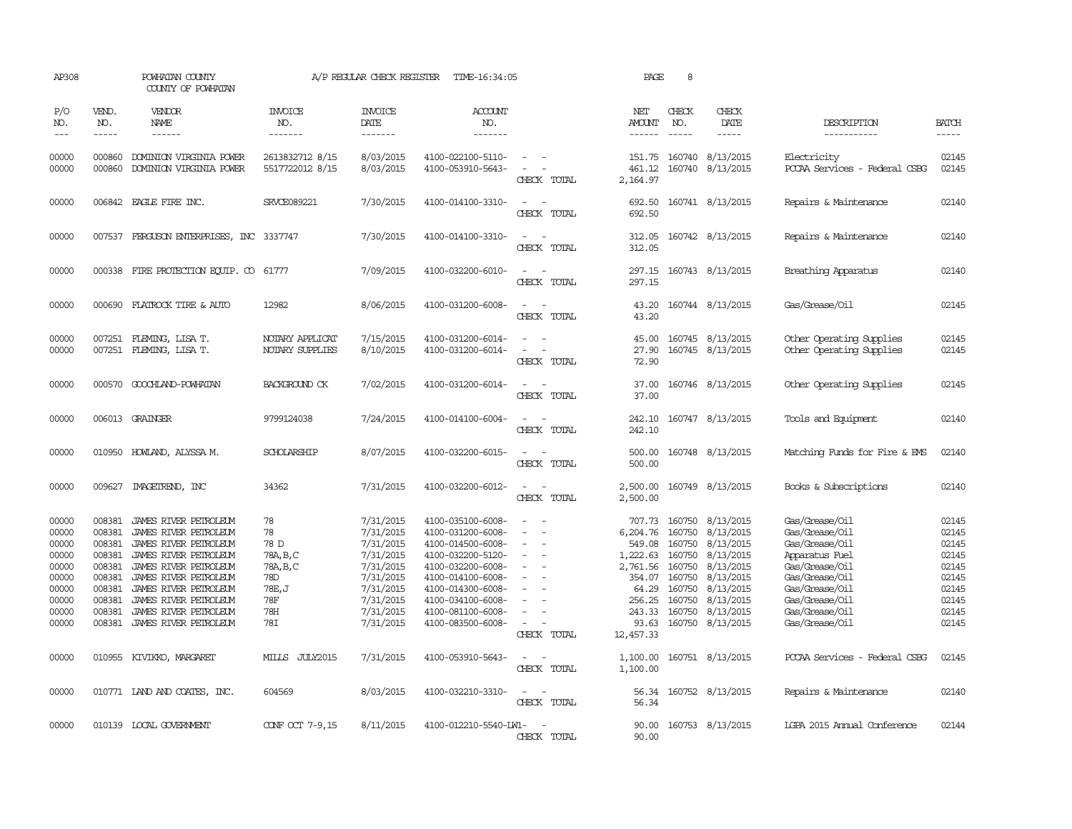AP308 POWHATAN COUNTY COUNTY OF POWHATAN A/P REGULAR CHECK REGISTER TIME-16:34:05

| P/O NO. | VEND. NO. | VENDOR NAME | INVOICE NO. | INVOICE DATE | ACCOUNT NO. | | NET AMOUNT | CHECK NO. | CHECK DATE | DESCRIPTION | BATCH |
|---|---|---|---|---|---|---|---|---|---|---|---|
| --- | ----- | ------ | ------- | ------- | ------- | | ------ | ----- | ----- | ----------- | ----- |
| 00000 | 000860 | DOMINION VIRGINIA POWER | 2613832712 8/15 | 8/03/2015 | 4100-022100-5110- | - - | 151.75 | 160740 | 8/13/2015 | Electricity | 02145 |
| 00000 | 000860 | DOMINION VIRGINIA POWER | 5517722012 8/15 | 8/03/2015 | 4100-053910-5643- | - - | 461.12 | 160740 | 8/13/2015 | PCCAA Services - Federal CSBG | 02145 |
| | | | | | | CHECK TOTAL | 2,164.97 | | | | |
| 00000 | 006842 | EAGLE FIRE INC. | SRVCE089221 | 7/30/2015 | 4100-014100-3310- | - - | 692.50 | 160741 | 8/13/2015 | Repairs & Maintenance | 02140 |
| | | | | | | CHECK TOTAL | 692.50 | | | | |
| 00000 | 007537 | FERGUSON ENTERPRISES, INC | 3337747 | 7/30/2015 | 4100-014100-3310- | - - | 312.05 | 160742 | 8/13/2015 | Repairs & Maintenance | 02140 |
| | | | | | | CHECK TOTAL | 312.05 | | | | |
| 00000 | 000338 | FIRE PROTECTION EQUIP. CO | 61777 | 7/09/2015 | 4100-032200-6010- | - - | 297.15 | 160743 | 8/13/2015 | Breathing Apparatus | 02140 |
| | | | | | | CHECK TOTAL | 297.15 | | | | |
| 00000 | 000690 | FLATROCK TIRE & AUTO | 12982 | 8/06/2015 | 4100-031200-6008- | - - | 43.20 | 160744 | 8/13/2015 | Gas/Grease/Oil | 02145 |
| | | | | | | CHECK TOTAL | 43.20 | | | | |
| 00000 | 007251 | FLEMING, LISA T. | NOTARY APPLICAT | 7/15/2015 | 4100-031200-6014- | - - | 45.00 | 160745 | 8/13/2015 | Other Operating Supplies | 02145 |
| 00000 | 007251 | FLEMING, LISA T. | NOTARY SUPPLIES | 8/10/2015 | 4100-031200-6014- | - - | 27.90 | 160745 | 8/13/2015 | Other Operating Supplies | 02145 |
| | | | | | | CHECK TOTAL | 72.90 | | | | |
| 00000 | 000570 | GOOCHLAND-POWHATAN | BACKGROUND CK | 7/02/2015 | 4100-031200-6014- | - - | 37.00 | 160746 | 8/13/2015 | Other Operating Supplies | 02145 |
| | | | | | | CHECK TOTAL | 37.00 | | | | |
| 00000 | 006013 | GRAINGER | 9799124038 | 7/24/2015 | 4100-014100-6004- | - - | 242.10 | 160747 | 8/13/2015 | Tools and Equipment | 02140 |
| | | | | | | CHECK TOTAL | 242.10 | | | | |
| 00000 | 010950 | HOWLAND, ALYSSA M. | SCHOLARSHIP | 8/07/2015 | 4100-032200-6015- | - - | 500.00 | 160748 | 8/13/2015 | Matching Funds for Fire & EMS | 02140 |
| | | | | | | CHECK TOTAL | 500.00 | | | | |
| 00000 | 009627 | IMAGETREND, INC | 34362 | 7/31/2015 | 4100-032200-6012- | - - | 2,500.00 | 160749 | 8/13/2015 | Books & Subscriptions | 02140 |
| | | | | | | CHECK TOTAL | 2,500.00 | | | | |
| 00000 | 008381 | JAMES RIVER PETROLEUM | 78 | 7/31/2015 | 4100-035100-6008- | - - | 707.73 | 160750 | 8/13/2015 | Gas/Grease/Oil | 02145 |
| 00000 | 008381 | JAMES RIVER PETROLEUM | 78 | 7/31/2015 | 4100-031200-6008- | - - | 6,204.76 | 160750 | 8/13/2015 | Gas/Grease/Oil | 02145 |
| 00000 | 008381 | JAMES RIVER PETROLEUM | 78 D | 7/31/2015 | 4100-014500-6008- | - - | 549.08 | 160750 | 8/13/2015 | Gas/Grease/Oil | 02145 |
| 00000 | 008381 | JAMES RIVER PETROLEUM | 78A,B,C | 7/31/2015 | 4100-032200-5120- | - - | 1,222.63 | 160750 | 8/13/2015 | Apparatus Fuel | 02145 |
| 00000 | 008381 | JAMES RIVER PETROLEUM | 78A,B,C | 7/31/2015 | 4100-032200-6008- | - - | 2,761.56 | 160750 | 8/13/2015 | Gas/Grease/Oil | 02145 |
| 00000 | 008381 | JAMES RIVER PETROLEUM | 78D | 7/31/2015 | 4100-014100-6008- | - - | 354.07 | 160750 | 8/13/2015 | Gas/Grease/Oil | 02145 |
| 00000 | 008381 | JAMES RIVER PETROLEUM | 78E,J | 7/31/2015 | 4100-014300-6008- | - - | 64.29 | 160750 | 8/13/2015 | Gas/Grease/Oil | 02145 |
| 00000 | 008381 | JAMES RIVER PETROLEUM | 78F | 7/31/2015 | 4100-034100-6008- | - - | 256.25 | 160750 | 8/13/2015 | Gas/Grease/Oil | 02145 |
| 00000 | 008381 | JAMES RIVER PETROLEUM | 78H | 7/31/2015 | 4100-081100-6008- | - - | 243.33 | 160750 | 8/13/2015 | Gas/Grease/Oil | 02145 |
| 00000 | 008381 | JAMES RIVER PETROLEUM | 78I | 7/31/2015 | 4100-083500-6008- | - - | 93.63 | 160750 | 8/13/2015 | Gas/Grease/Oil | 02145 |
| | | | | | | CHECK TOTAL | 12,457.33 | | | | |
| 00000 | 010955 | KIVIKKO, MARGARET | MILLS JULY2015 | 7/31/2015 | 4100-053910-5643- | - - | 1,100.00 | 160751 | 8/13/2015 | PCCAA Services - Federal CSBG | 02145 |
| | | | | | | CHECK TOTAL | 1,100.00 | | | | |
| 00000 | 010771 | LAND AND COATES, INC. | 604569 | 8/03/2015 | 4100-032210-3310- | - - | 56.34 | 160752 | 8/13/2015 | Repairs & Maintenance | 02140 |
| | | | | | | CHECK TOTAL | 56.34 | | | | |
| 00000 | 010139 | LOCAL GOVERNMENT | CONF OCT 7-9,15 | 8/11/2015 | 4100-012210-5540-LW1- | - | 90.00 | 160753 | 8/13/2015 | LGPA 2015 Annual Conference | 02144 |
| | | | | | | CHECK TOTAL | 90.00 | | | | |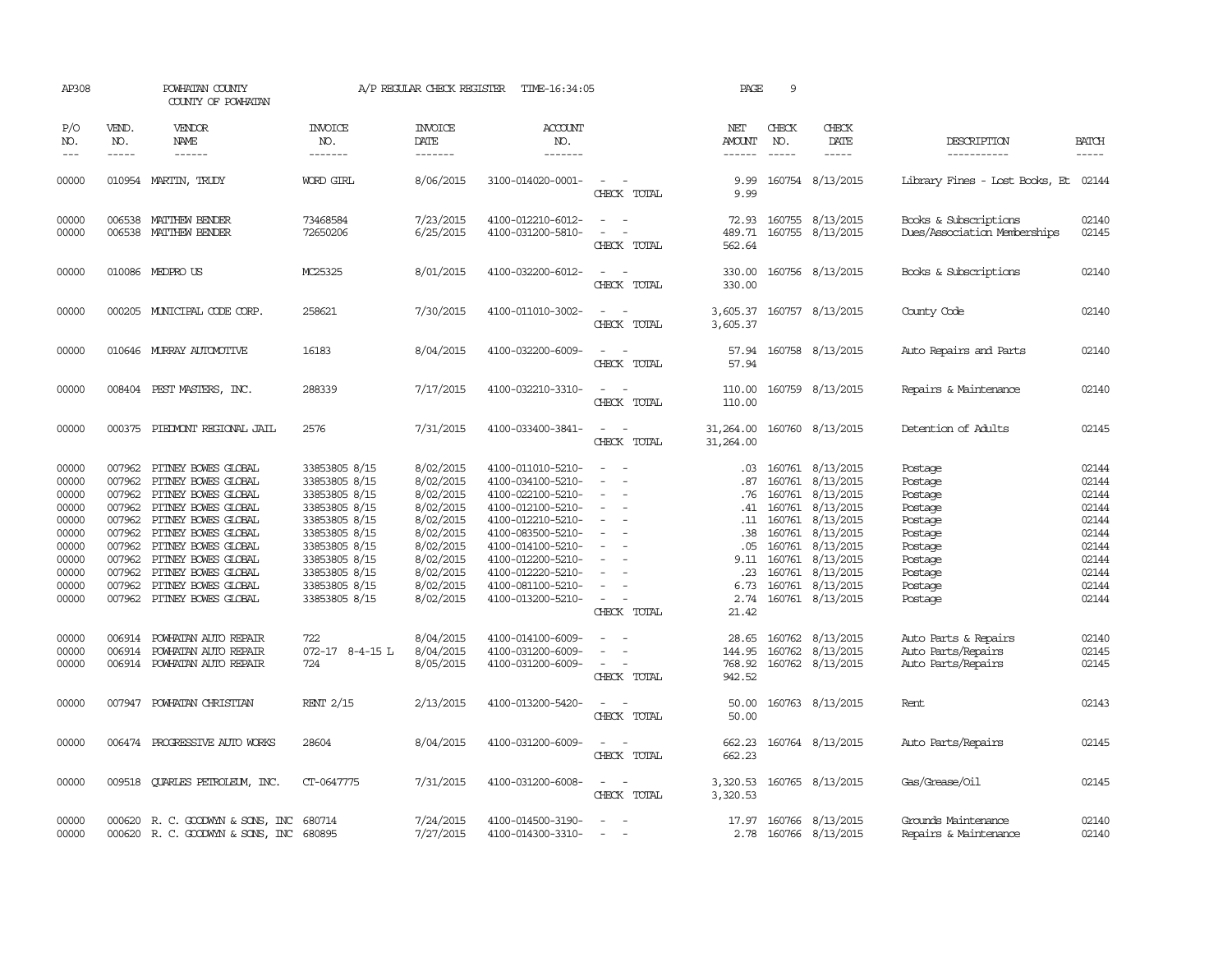AP308 POWHATAN COUNTY A/P REGULAR CHECK REGISTER TIME-16:34:05 PAGE 9

COUNTY OF POWHATAN

| P/O NO. | VEND. NO. | VENDOR NAME | INVOICE NO. | INVOICE DATE | ACCOUNT NO. | | NET AMOUNT | CHECK NO. | CHECK DATE | DESCRIPTION | BATCH |
|---|---|---|---|---|---|---|---|---|---|---|---|
| 00000 | 010954 | MARTIN, TRUDY | WORD GIRL | 8/06/2015 | 3100-014020-0001- | - - | 9.99 | 160754 | 8/13/2015 | Library Fines - Lost Books, Et | 02144 |
| | | | | | | CHECK TOTAL | 9.99 | | | | |
| 00000 | 006538 | MATTHEW BENDER | 73468584 | 7/23/2015 | 4100-012210-6012- | - - | 72.93 | 160755 | 8/13/2015 | Books & Subscriptions | 02140 |
| 00000 | 006538 | MATTHEW BENDER | 72650206 | 6/25/2015 | 4100-031200-5810- | - - | 489.71 | 160755 | 8/13/2015 | Dues/Association Memberships | 02145 |
| | | | | | | CHECK TOTAL | 562.64 | | | | |
| 00000 | 010086 | MEDPRO US | MC25325 | 8/01/2015 | 4100-032200-6012- | - - | 330.00 | 160756 | 8/13/2015 | Books & Subscriptions | 02140 |
| | | | | | | CHECK TOTAL | 330.00 | | | | |
| 00000 | 000205 | MUNICIPAL CODE CORP. | 258621 | 7/30/2015 | 4100-011010-3002- | - - | 3,605.37 | 160757 | 8/13/2015 | County Code | 02140 |
| | | | | | | CHECK TOTAL | 3,605.37 | | | | |
| 00000 | 010646 | MURRAY AUTOMOTIVE | 16183 | 8/04/2015 | 4100-032200-6009- | - - | 57.94 | 160758 | 8/13/2015 | Auto Repairs and Parts | 02140 |
| | | | | | | CHECK TOTAL | 57.94 | | | | |
| 00000 | 008404 | PEST MASTERS, INC. | 288339 | 7/17/2015 | 4100-032210-3310- | - - | 110.00 | 160759 | 8/13/2015 | Repairs & Maintenance | 02140 |
| | | | | | | CHECK TOTAL | 110.00 | | | | |
| 00000 | 000375 | PIEDMONT REGIONAL JAIL | 2576 | 7/31/2015 | 4100-033400-3841- | - - | 31,264.00 | 160760 | 8/13/2015 | Detention of Adults | 02145 |
| | | | | | | CHECK TOTAL | 31,264.00 | | | | |
| 00000 | 007962 | PITNEY BOWES GLOBAL | 33853805 8/15 | 8/02/2015 | 4100-011010-5210- | - - | .03 | 160761 | 8/13/2015 | Postage | 02144 |
| 00000 | 007962 | PITNEY BOWES GLOBAL | 33853805 8/15 | 8/02/2015 | 4100-034100-5210- | - - | .87 | 160761 | 8/13/2015 | Postage | 02144 |
| 00000 | 007962 | PITNEY BOWES GLOBAL | 33853805 8/15 | 8/02/2015 | 4100-022100-5210- | - - | .76 | 160761 | 8/13/2015 | Postage | 02144 |
| 00000 | 007962 | PITNEY BOWES GLOBAL | 33853805 8/15 | 8/02/2015 | 4100-012100-5210- | - - | .41 | 160761 | 8/13/2015 | Postage | 02144 |
| 00000 | 007962 | PITNEY BOWES GLOBAL | 33853805 8/15 | 8/02/2015 | 4100-012210-5210- | - - | .11 | 160761 | 8/13/2015 | Postage | 02144 |
| 00000 | 007962 | PITNEY BOWES GLOBAL | 33853805 8/15 | 8/02/2015 | 4100-083500-5210- | - - | .38 | 160761 | 8/13/2015 | Postage | 02144 |
| 00000 | 007962 | PITNEY BOWES GLOBAL | 33853805 8/15 | 8/02/2015 | 4100-014100-5210- | - - | .05 | 160761 | 8/13/2015 | Postage | 02144 |
| 00000 | 007962 | PITNEY BOWES GLOBAL | 33853805 8/15 | 8/02/2015 | 4100-012200-5210- | - - | 9.11 | 160761 | 8/13/2015 | Postage | 02144 |
| 00000 | 007962 | PITNEY BOWES GLOBAL | 33853805 8/15 | 8/02/2015 | 4100-012220-5210- | - - | .23 | 160761 | 8/13/2015 | Postage | 02144 |
| 00000 | 007962 | PITNEY BOWES GLOBAL | 33853805 8/15 | 8/02/2015 | 4100-081100-5210- | - - | 6.73 | 160761 | 8/13/2015 | Postage | 02144 |
| 00000 | 007962 | PITNEY BOWES GLOBAL | 33853805 8/15 | 8/02/2015 | 4100-013200-5210- | - - | 2.74 | 160761 | 8/13/2015 | Postage | 02144 |
| | | | | | | CHECK TOTAL | 21.42 | | | | |
| 00000 | 006914 | POWHATAN AUTO REPAIR | 722 | 8/04/2015 | 4100-014100-6009- | - - | 28.65 | 160762 | 8/13/2015 | Auto Parts & Repairs | 02140 |
| 00000 | 006914 | POWHATAN AUTO REPAIR | 072-17 8-4-15 L | 8/04/2015 | 4100-031200-6009- | - - | 144.95 | 160762 | 8/13/2015 | Auto Parts/Repairs | 02145 |
| 00000 | 006914 | POWHATAN AUTO REPAIR | 724 | 8/05/2015 | 4100-031200-6009- | - - | 768.92 | 160762 | 8/13/2015 | Auto Parts/Repairs | 02145 |
| | | | | | | CHECK TOTAL | 942.52 | | | | |
| 00000 | 007947 | POWHATAN CHRISTIAN | RENT 2/15 | 2/13/2015 | 4100-013200-5420- | - - | 50.00 | 160763 | 8/13/2015 | Rent | 02143 |
| | | | | | | CHECK TOTAL | 50.00 | | | | |
| 00000 | 006474 | PROGRESSIVE AUTO WORKS | 28604 | 8/04/2015 | 4100-031200-6009- | - - | 662.23 | 160764 | 8/13/2015 | Auto Parts/Repairs | 02145 |
| | | | | | | CHECK TOTAL | 662.23 | | | | |
| 00000 | 009518 | QUARLES PETROLEUM, INC. | CT-0647775 | 7/31/2015 | 4100-031200-6008- | - - | 3,320.53 | 160765 | 8/13/2015 | Gas/Grease/Oil | 02145 |
| | | | | | | CHECK TOTAL | 3,320.53 | | | | |
| 00000 | 000620 | R. C. GOODWYN & SONS, INC | 680714 | 7/24/2015 | 4100-014500-3190- | - - | 17.97 | 160766 | 8/13/2015 | Grounds Maintenance | 02140 |
| 00000 | 000620 | R. C. GOODWYN & SONS, INC | 680895 | 7/27/2015 | 4100-014300-3310- | - - | 2.78 | 160766 | 8/13/2015 | Repairs & Maintenance | 02140 |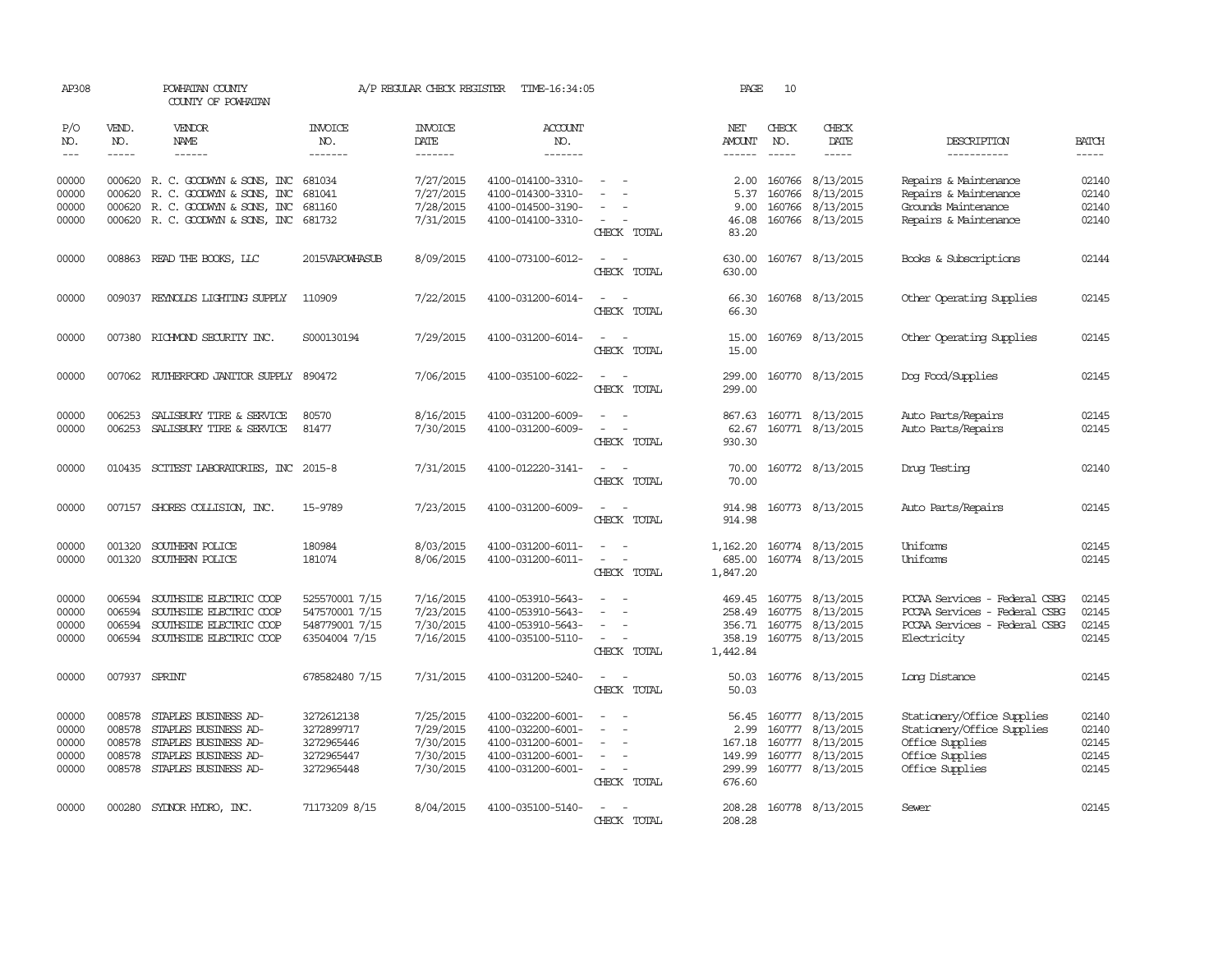AP308 POWHATAN COUNTY A/P REGULAR CHECK REGISTER TIME-16:34:05 PAGE 10

COUNTY OF POWHATAN

| P/O NO. | VEND. NO. | VENDOR NAME | INVOICE NO. | INVOICE DATE | ACCOUNT NO. | | NET AMOUNT | CHECK NO. | CHECK DATE | DESCRIPTION | BATCH |
|---|---|---|---|---|---|---|---|---|---|---|---|
| 00000 | 000620 | R. C. GOODWYN & SONS, INC | 681034 | 7/27/2015 | 4100-014100-3310- | - - | 2.00 | 160766 | 8/13/2015 | Repairs & Maintenance | 02140 |
| 00000 | 000620 | R. C. GOODWYN & SONS, INC | 681041 | 7/27/2015 | 4100-014300-3310- | - - | 5.37 | 160766 | 8/13/2015 | Repairs & Maintenance | 02140 |
| 00000 | 000620 | R. C. GOODWYN & SONS, INC | 681160 | 7/28/2015 | 4100-014500-3190- | - - | 9.00 | 160766 | 8/13/2015 | Grounds Maintenance | 02140 |
| 00000 | 000620 | R. C. GOODWYN & SONS, INC | 681732 | 7/31/2015 | 4100-014100-3310- | - - | 46.08 | 160766 | 8/13/2015 | Repairs & Maintenance | 02140 |
| | | | | | | CHECK TOTAL | 83.20 | | | | |
| 00000 | 008863 | READ THE BOOKS, LLC | 2015VAPOWHASUB | 8/09/2015 | 4100-073100-6012- | - - | 630.00 | 160767 | 8/13/2015 | Books & Subscriptions | 02144 |
| | | | | | | CHECK TOTAL | 630.00 | | | | |
| 00000 | 009037 | REYNOLDS LIGHTING SUPPLY | 110909 | 7/22/2015 | 4100-031200-6014- | - - | 66.30 | 160768 | 8/13/2015 | Other Operating Supplies | 02145 |
| | | | | | | CHECK TOTAL | 66.30 | | | | |
| 00000 | 007380 | RICHMOND SECURITY INC. | S000130194 | 7/29/2015 | 4100-031200-6014- | - - | 15.00 | 160769 | 8/13/2015 | Other Operating Supplies | 02145 |
| | | | | | | CHECK TOTAL | 15.00 | | | | |
| 00000 | 007062 | RUTHERFORD JANITOR SUPPLY | 890472 | 7/06/2015 | 4100-035100-6022- | - - | 299.00 | 160770 | 8/13/2015 | Dog Food/Supplies | 02145 |
| | | | | | | CHECK TOTAL | 299.00 | | | | |
| 00000 | 006253 | SALISBURY TIRE & SERVICE | 80570 | 8/16/2015 | 4100-031200-6009- | - - | 867.63 | 160771 | 8/13/2015 | Auto Parts/Repairs | 02145 |
| 00000 | 006253 | SALISBURY TIRE & SERVICE | 81477 | 7/30/2015 | 4100-031200-6009- | - - | 62.67 | 160771 | 8/13/2015 | Auto Parts/Repairs | 02145 |
| | | | | | | CHECK TOTAL | 930.30 | | | | |
| 00000 | 010435 | SCITEST LABORATORIES, INC | 2015-8 | 7/31/2015 | 4100-012220-3141- | - - | 70.00 | 160772 | 8/13/2015 | Drug Testing | 02140 |
| | | | | | | CHECK TOTAL | 70.00 | | | | |
| 00000 | 007157 | SHORES COLLISION, INC. | 15-9789 | 7/23/2015 | 4100-031200-6009- | - - | 914.98 | 160773 | 8/13/2015 | Auto Parts/Repairs | 02145 |
| | | | | | | CHECK TOTAL | 914.98 | | | | |
| 00000 | 001320 | SOUTHERN POLICE | 180984 | 8/03/2015 | 4100-031200-6011- | - - | 1,162.20 | 160774 | 8/13/2015 | Uniforms | 02145 |
| 00000 | 001320 | SOUTHERN POLICE | 181074 | 8/06/2015 | 4100-031200-6011- | - - | 685.00 | 160774 | 8/13/2015 | Uniforms | 02145 |
| | | | | | | CHECK TOTAL | 1,847.20 | | | | |
| 00000 | 006594 | SOUTHSIDE ELECTRIC COOP | 525570001 7/15 | 7/16/2015 | 4100-053910-5643- | - - | 469.45 | 160775 | 8/13/2015 | PCCAA Services - Federal CSBG | 02145 |
| 00000 | 006594 | SOUTHSIDE ELECTRIC COOP | 547570001 7/15 | 7/23/2015 | 4100-053910-5643- | - - | 258.49 | 160775 | 8/13/2015 | PCCAA Services - Federal CSBG | 02145 |
| 00000 | 006594 | SOUTHSIDE ELECTRIC COOP | 548779001 7/15 | 7/30/2015 | 4100-053910-5643- | - - | 356.71 | 160775 | 8/13/2015 | PCCAA Services - Federal CSBG | 02145 |
| 00000 | 006594 | SOUTHSIDE ELECTRIC COOP | 63504004 7/15 | 7/16/2015 | 4100-035100-5110- | - - | 358.19 | 160775 | 8/13/2015 | Electricity | 02145 |
| | | | | | | CHECK TOTAL | 1,442.84 | | | | |
| 00000 | 007937 | SPRINT | 678582480 7/15 | 7/31/2015 | 4100-031200-5240- | - - | 50.03 | 160776 | 8/13/2015 | Long Distance | 02145 |
| | | | | | | CHECK TOTAL | 50.03 | | | | |
| 00000 | 008578 | STAPLES BUSINESS AD- | 3272612138 | 7/25/2015 | 4100-032200-6001- | - - | 56.45 | 160777 | 8/13/2015 | Stationery/Office Supplies | 02140 |
| 00000 | 008578 | STAPLES BUSINESS AD- | 3272899717 | 7/29/2015 | 4100-032200-6001- | - - | 2.99 | 160777 | 8/13/2015 | Stationery/Office Supplies | 02140 |
| 00000 | 008578 | STAPLES BUSINESS AD- | 3272965446 | 7/30/2015 | 4100-031200-6001- | - - | 167.18 | 160777 | 8/13/2015 | Office Supplies | 02145 |
| 00000 | 008578 | STAPLES BUSINESS AD- | 3272965447 | 7/30/2015 | 4100-031200-6001- | - - | 149.99 | 160777 | 8/13/2015 | Office Supplies | 02145 |
| 00000 | 008578 | STAPLES BUSINESS AD- | 3272965448 | 7/30/2015 | 4100-031200-6001- | - - | 299.99 | 160777 | 8/13/2015 | Office Supplies | 02145 |
| | | | | | | CHECK TOTAL | 676.60 | | | | |
| 00000 | 000280 | SYDNOR HYDRO, INC. | 71173209 8/15 | 8/04/2015 | 4100-035100-5140- | - - | 208.28 | 160778 | 8/13/2015 | Sewer | 02145 |
| | | | | | | CHECK TOTAL | 208.28 | | | | |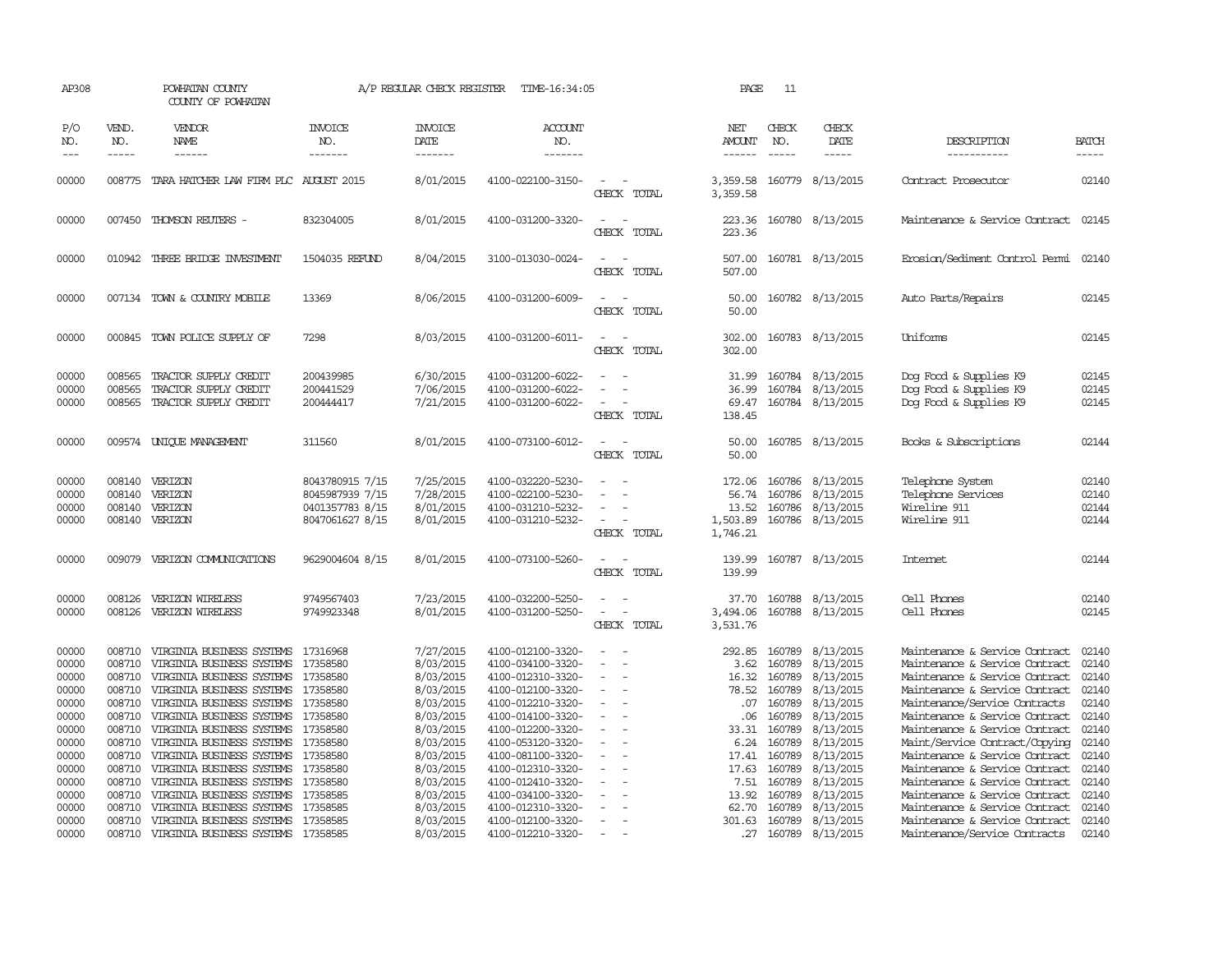AP308 POWHATAN COUNTY A/P REGULAR CHECK REGISTER TIME-16:34:05 PAGE 11

COUNTY OF POWHATAN

| P/O NO. | VEND. NO. | VENDOR NAME | INVOICE NO. | INVOICE DATE | ACCOUNT NO. | | NET AMOUNT | CHECK NO. | CHECK DATE | DESCRIPTION | BATCH |
|---|---|---|---|---|---|---|---|---|---|---|---|
| --- | ----- | ------ | ------- | ------- | ------- | | ------ | ----- | ----- | ----------- | ----- |
| 00000 | 008775 | TARA HATCHER LAW FIRM PLC | AUGUST 2015 | 8/01/2015 | 4100-022100-3150- | - - | 3,359.58 | 160779 | 8/13/2015 | Contract Prosecutor | 02140 |
| | | | | | | CHECK TOTAL | 3,359.58 | | | | |
| 00000 | 007450 | THOMSON REUTERS - | 832304005 | 8/01/2015 | 4100-031200-3320- | - - | 223.36 | 160780 | 8/13/2015 | Maintenance & Service Contract | 02145 |
| | | | | | | CHECK TOTAL | 223.36 | | | | |
| 00000 | 010942 | THREE BRIDGE INVESTMENT | 1504035 REFUND | 8/04/2015 | 3100-013030-0024- | - - | 507.00 | 160781 | 8/13/2015 | Erosion/Sediment Control Permi | 02140 |
| | | | | | | CHECK TOTAL | 507.00 | | | | |
| 00000 | 007134 | TOWN & COUNTRY MOBILE | 13369 | 8/06/2015 | 4100-031200-6009- | - - | 50.00 | 160782 | 8/13/2015 | Auto Parts/Repairs | 02145 |
| | | | | | | CHECK TOTAL | 50.00 | | | | |
| 00000 | 000845 | TOWN POLICE SUPPLY OF | 7298 | 8/03/2015 | 4100-031200-6011- | - - | 302.00 | 160783 | 8/13/2015 | Uniforms | 02145 |
| | | | | | | CHECK TOTAL | 302.00 | | | | |
| 00000 | 008565 | TRACTOR SUPPLY CREDIT | 200439985 | 6/30/2015 | 4100-031200-6022- | - - | 31.99 | 160784 | 8/13/2015 | Dog Food & Supplies K9 | 02145 |
| 00000 | 008565 | TRACTOR SUPPLY CREDIT | 200441529 | 7/06/2015 | 4100-031200-6022- | - - | 36.99 | 160784 | 8/13/2015 | Dog Food & Supplies K9 | 02145 |
| 00000 | 008565 | TRACTOR SUPPLY CREDIT | 200444417 | 7/21/2015 | 4100-031200-6022- | - - | 69.47 | 160784 | 8/13/2015 | Dog Food & Supplies K9 | 02145 |
| | | | | | | CHECK TOTAL | 138.45 | | | | |
| 00000 | 009574 | UNIQUE MANAGEMENT | 311560 | 8/01/2015 | 4100-073100-6012- | - - | 50.00 | 160785 | 8/13/2015 | Books & Subscriptions | 02144 |
| | | | | | | CHECK TOTAL | 50.00 | | | | |
| 00000 | 008140 | VERIZON | 8043780915 7/15 | 7/25/2015 | 4100-032220-5230- | - - | 172.06 | 160786 | 8/13/2015 | Telephone System | 02140 |
| 00000 | 008140 | VERIZON | 8045987939 7/15 | 7/28/2015 | 4100-022100-5230- | - - | 56.74 | 160786 | 8/13/2015 | Telephone Services | 02140 |
| 00000 | 008140 | VERIZON | 0401357783 8/15 | 8/01/2015 | 4100-031210-5232- | - - | 13.52 | 160786 | 8/13/2015 | Wireline 911 | 02144 |
| 00000 | 008140 | VERIZON | 8047061627 8/15 | 8/01/2015 | 4100-031210-5232- | - - | 1,503.89 | 160786 | 8/13/2015 | Wireline 911 | 02144 |
| | | | | | | CHECK TOTAL | 1,746.21 | | | | |
| 00000 | 009079 | VERIZON COMMUNICATIONS | 9629004604 8/15 | 8/01/2015 | 4100-073100-5260- | - - | 139.99 | 160787 | 8/13/2015 | Internet | 02144 |
| | | | | | | CHECK TOTAL | 139.99 | | | | |
| 00000 | 008126 | VERIZON WIRELESS | 9749567403 | 7/23/2015 | 4100-032200-5250- | - - | 37.70 | 160788 | 8/13/2015 | Cell Phones | 02140 |
| 00000 | 008126 | VERIZON WIRELESS | 9749923348 | 8/01/2015 | 4100-031200-5250- | - - | 3,494.06 | 160788 | 8/13/2015 | Cell Phones | 02145 |
| | | | | | | CHECK TOTAL | 3,531.76 | | | | |
| 00000 | 008710 | VIRGINIA BUSINESS SYSTEMS | 17316968 | 7/27/2015 | 4100-012100-3320- | - - | 292.85 | 160789 | 8/13/2015 | Maintenance & Service Contract | 02140 |
| 00000 | 008710 | VIRGINIA BUSINESS SYSTEMS | 17358580 | 8/03/2015 | 4100-034100-3320- | - - | 3.62 | 160789 | 8/13/2015 | Maintenance & Service Contract | 02140 |
| 00000 | 008710 | VIRGINIA BUSINESS SYSTEMS | 17358580 | 8/03/2015 | 4100-012310-3320- | - - | 16.32 | 160789 | 8/13/2015 | Maintenance & Service Contract | 02140 |
| 00000 | 008710 | VIRGINIA BUSINESS SYSTEMS | 17358580 | 8/03/2015 | 4100-012100-3320- | - - | 78.52 | 160789 | 8/13/2015 | Maintenance & Service Contract | 02140 |
| 00000 | 008710 | VIRGINIA BUSINESS SYSTEMS | 17358580 | 8/03/2015 | 4100-012210-3320- | - - | .07 | 160789 | 8/13/2015 | Maintenance/Service Contracts | 02140 |
| 00000 | 008710 | VIRGINIA BUSINESS SYSTEMS | 17358580 | 8/03/2015 | 4100-014100-3320- | - - | .06 | 160789 | 8/13/2015 | Maintenance & Service Contract | 02140 |
| 00000 | 008710 | VIRGINIA BUSINESS SYSTEMS | 17358580 | 8/03/2015 | 4100-012200-3320- | - - | 33.31 | 160789 | 8/13/2015 | Maintenance & Service Contract | 02140 |
| 00000 | 008710 | VIRGINIA BUSINESS SYSTEMS | 17358580 | 8/03/2015 | 4100-053120-3320- | - - | 6.24 | 160789 | 8/13/2015 | Maint/Service Contract/Copying | 02140 |
| 00000 | 008710 | VIRGINIA BUSINESS SYSTEMS | 17358580 | 8/03/2015 | 4100-081100-3320- | - - | 17.41 | 160789 | 8/13/2015 | Maintenance & Service Contract | 02140 |
| 00000 | 008710 | VIRGINIA BUSINESS SYSTEMS | 17358580 | 8/03/2015 | 4100-012310-3320- | - - | 17.63 | 160789 | 8/13/2015 | Maintenance & Service Contract | 02140 |
| 00000 | 008710 | VIRGINIA BUSINESS SYSTEMS | 17358580 | 8/03/2015 | 4100-012410-3320- | - - | 7.51 | 160789 | 8/13/2015 | Maintenance & Service Contract | 02140 |
| 00000 | 008710 | VIRGINIA BUSINESS SYSTEMS | 17358585 | 8/03/2015 | 4100-034100-3320- | - - | 13.92 | 160789 | 8/13/2015 | Maintenance & Service Contract | 02140 |
| 00000 | 008710 | VIRGINIA BUSINESS SYSTEMS | 17358585 | 8/03/2015 | 4100-012310-3320- | - - | 62.70 | 160789 | 8/13/2015 | Maintenance & Service Contract | 02140 |
| 00000 | 008710 | VIRGINIA BUSINESS SYSTEMS | 17358585 | 8/03/2015 | 4100-012100-3320- | - - | 301.63 | 160789 | 8/13/2015 | Maintenance & Service Contract | 02140 |
| 00000 | 008710 | VIRGINIA BUSINESS SYSTEMS | 17358585 | 8/03/2015 | 4100-012210-3320- | - - | .27 | 160789 | 8/13/2015 | Maintenance/Service Contracts | 02140 |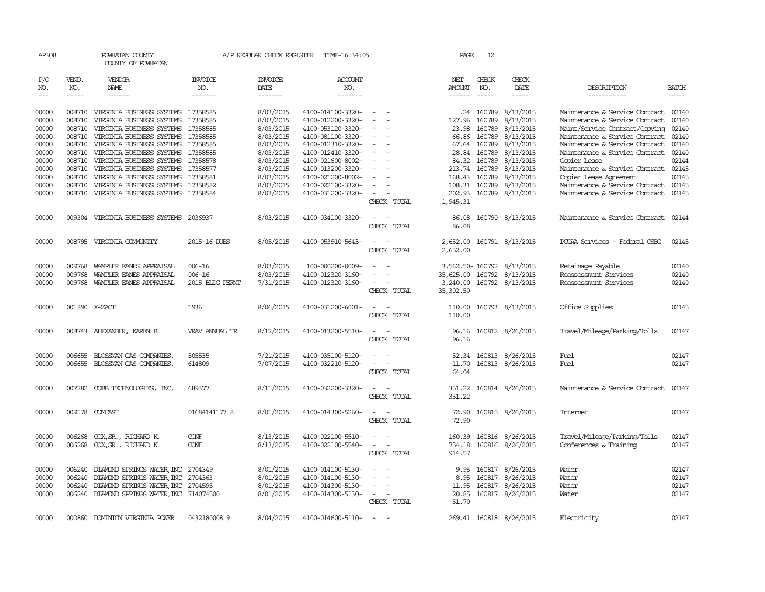AP308 POWHATAN COUNTY A/P REGULAR CHECK REGISTER TIME-16:34:05 PAGE 12
COUNTY OF POWHATAN

| P/O NO. | VEND. NO. | VENDOR NAME | INVOICE NO. | INVOICE DATE | ACCOUNT NO. | | NET AMOUNT | CHECK NO. | CHECK DATE | DESCRIPTION | BATCH |
|---|---|---|---|---|---|---|---|---|---|---|---|
| 00000 | 008710 | VIRGINIA BUSINESS SYSTEMS | 17358585 | 8/03/2015 | 4100-014100-3320- | - - | .24 | 160789 | 8/13/2015 | Maintenance & Service Contract | 02140 |
| 00000 | 008710 | VIRGINIA BUSINESS SYSTEMS | 17358585 | 8/03/2015 | 4100-012200-3320- | - - | 127.96 | 160789 | 8/13/2015 | Maintenance & Service Contract | 02140 |
| 00000 | 008710 | VIRGINIA BUSINESS SYSTEMS | 17358585 | 8/03/2015 | 4100-053120-3320- | - - | 23.98 | 160789 | 8/13/2015 | Maint/Service Contract/Copying | 02140 |
| 00000 | 008710 | VIRGINIA BUSINESS SYSTEMS | 17358585 | 8/03/2015 | 4100-081100-3320- | - - | 66.86 | 160789 | 8/13/2015 | Maintenance & Service Contract | 02140 |
| 00000 | 008710 | VIRGINIA BUSINESS SYSTEMS | 17358585 | 8/03/2015 | 4100-012310-3320- | - - | 67.64 | 160789 | 8/13/2015 | Maintenance & Service Contract | 02140 |
| 00000 | 008710 | VIRGINIA BUSINESS SYSTEMS | 17358585 | 8/03/2015 | 4100-012410-3320- | - - | 28.84 | 160789 | 8/13/2015 | Maintenance & Service Contract | 02140 |
| 00000 | 008710 | VIRGINIA BUSINESS SYSTEMS | 17358578 | 8/03/2015 | 4100-021600-8002- | - - | 84.32 | 160789 | 8/13/2015 | Copier Lease | 02144 |
| 00000 | 008710 | VIRGINIA BUSINESS SYSTEMS | 17358577 | 8/03/2015 | 4100-013200-3320- | - - | 213.74 | 160789 | 8/13/2015 | Maintenance & Service Contract | 02145 |
| 00000 | 008710 | VIRGINIA BUSINESS SYSTEMS | 17358581 | 8/03/2015 | 4100-021200-8002- | - - | 168.43 | 160789 | 8/13/2015 | Copier Lease Agreement | 02145 |
| 00000 | 008710 | VIRGINIA BUSINESS SYSTEMS | 17358582 | 8/03/2015 | 4100-022100-3320- | - - | 108.31 | 160789 | 8/13/2015 | Maintenance & Service Contract | 02145 |
| 00000 | 008710 | VIRGINIA BUSINESS SYSTEMS | 17358584 | 8/03/2015 | 4100-031200-3320- | - - | 202.93 | 160789 | 8/13/2015 | Maintenance & Service Contract | 02145 |
| | | | | | | CHECK TOTAL | 1,945.31 | | | | |
| 00000 | 009304 | VIRGINIA BUSINESS SYSTEMS | 2036937 | 8/03/2015 | 4100-034100-3320- | - - | 86.08 | 160790 | 8/13/2015 | Maintenance & Service Contract | 02144 |
| | | | | | | CHECK TOTAL | 86.08 | | | | |
| 00000 | 008795 | VIRGINIA COMMUNITY | 2015-16 DUES | 8/05/2015 | 4100-053910-5643- | - - | 2,652.00 | 160791 | 8/13/2015 | PCCAA Services - Federal CSBG | 02145 |
| | | | | | | CHECK TOTAL | 2,652.00 | | | | |
| 00000 | 009768 | WAMPLER EANES APPRAISAL | 006-16 | 8/03/2015 | 100-000200-0009- | - - | 3,562.50- | 160792 | 8/13/2015 | Retainage Payable | 02140 |
| 00000 | 009768 | WAMPLER EANES APPRAISAL | 006-16 | 8/03/2015 | 4100-012320-3160- | - - | 35,625.00 | 160792 | 8/13/2015 | Reassessment Services | 02140 |
| 00000 | 009768 | WAMPLER EANES APPRAISAL | 2015 BLDG PERMT | 7/31/2015 | 4100-012320-3160- | - - | 3,240.00 | 160792 | 8/13/2015 | Reassessment Services | 02140 |
| | | | | | | CHECK TOTAL | 35,302.50 | | | | |
| 00000 | 001890 | X-ZACT | 1936 | 8/06/2015 | 4100-031200-6001- | - - | 110.00 | 160793 | 8/13/2015 | Office Supplies | 02145 |
| | | | | | | CHECK TOTAL | 110.00 | | | | |
| 00000 | 008743 | ALEXANDER, KAREN B. | VRAV ANNUAL TR | 8/12/2015 | 4100-013200-5510- | - - | 96.16 | 160812 | 8/26/2015 | Travel/Mileage/Parking/Tolls | 02147 |
| | | | | | | CHECK TOTAL | 96.16 | | | | |
| 00000 | 006655 | BLOSSMAN GAS COMPANIES, | 505535 | 7/21/2015 | 4100-035100-5120- | - - | 52.34 | 160813 | 8/26/2015 | Fuel | 02147 |
| 00000 | 006655 | BLOSSMAN GAS COMPANIES, | 614809 | 7/07/2015 | 4100-032210-5120- | - - | 11.70 | 160813 | 8/26/2015 | Fuel | 02147 |
| | | | | | | CHECK TOTAL | 64.04 | | | | |
| 00000 | 007282 | COBB TECHNOLOGIES, INC. | 689377 | 8/11/2015 | 4100-032200-3320- | - - | 351.22 | 160814 | 8/26/2015 | Maintenance & Service Contract | 02147 |
| | | | | | | CHECK TOTAL | 351.22 | | | | |
| 00000 | 009178 | COMCAST | 01684141177 8 | 8/01/2015 | 4100-014300-5260- | - - | 72.90 | 160815 | 8/26/2015 | Internet | 02147 |
| | | | | | | CHECK TOTAL | 72.90 | | | | |
| 00000 | 006268 | COX,SR., RICHARD K. | CONF | 8/13/2015 | 4100-022100-5510- | - - | 160.39 | 160816 | 8/26/2015 | Travel/Mileage/Parking/Tolls | 02147 |
| 00000 | 006268 | COX,SR., RICHARD K. | CONF | 8/13/2015 | 4100-022100-5540- | - - | 754.18 | 160816 | 8/26/2015 | Conferences & Training | 02147 |
| | | | | | | CHECK TOTAL | 914.57 | | | | |
| 00000 | 006240 | DIAMOND SPRINGS WATER,INC | 2704349 | 8/01/2015 | 4100-014100-5130- | - - | 9.95 | 160817 | 8/26/2015 | Water | 02147 |
| 00000 | 006240 | DIAMOND SPRINGS WATER,INC | 2704363 | 8/01/2015 | 4100-014100-5130- | - - | 8.95 | 160817 | 8/26/2015 | Water | 02147 |
| 00000 | 006240 | DIAMOND SPRINGS WATER,INC | 2704595 | 8/01/2015 | 4100-014300-5130- | - - | 11.95 | 160817 | 8/26/2015 | Water | 02147 |
| 00000 | 006240 | DIAMOND SPRINGS WATER,INC | 714074500 | 8/01/2015 | 4100-014300-5130- | - - | 20.85 | 160817 | 8/26/2015 | Water | 02147 |
| | | | | | | CHECK TOTAL | 51.70 | | | | |
| 00000 | 000860 | DOMINION VIRGINIA POWER | 0432180008 9 | 8/04/2015 | 4100-014600-5110- | - - | 269.41 | 160818 | 8/26/2015 | Electricity | 02147 |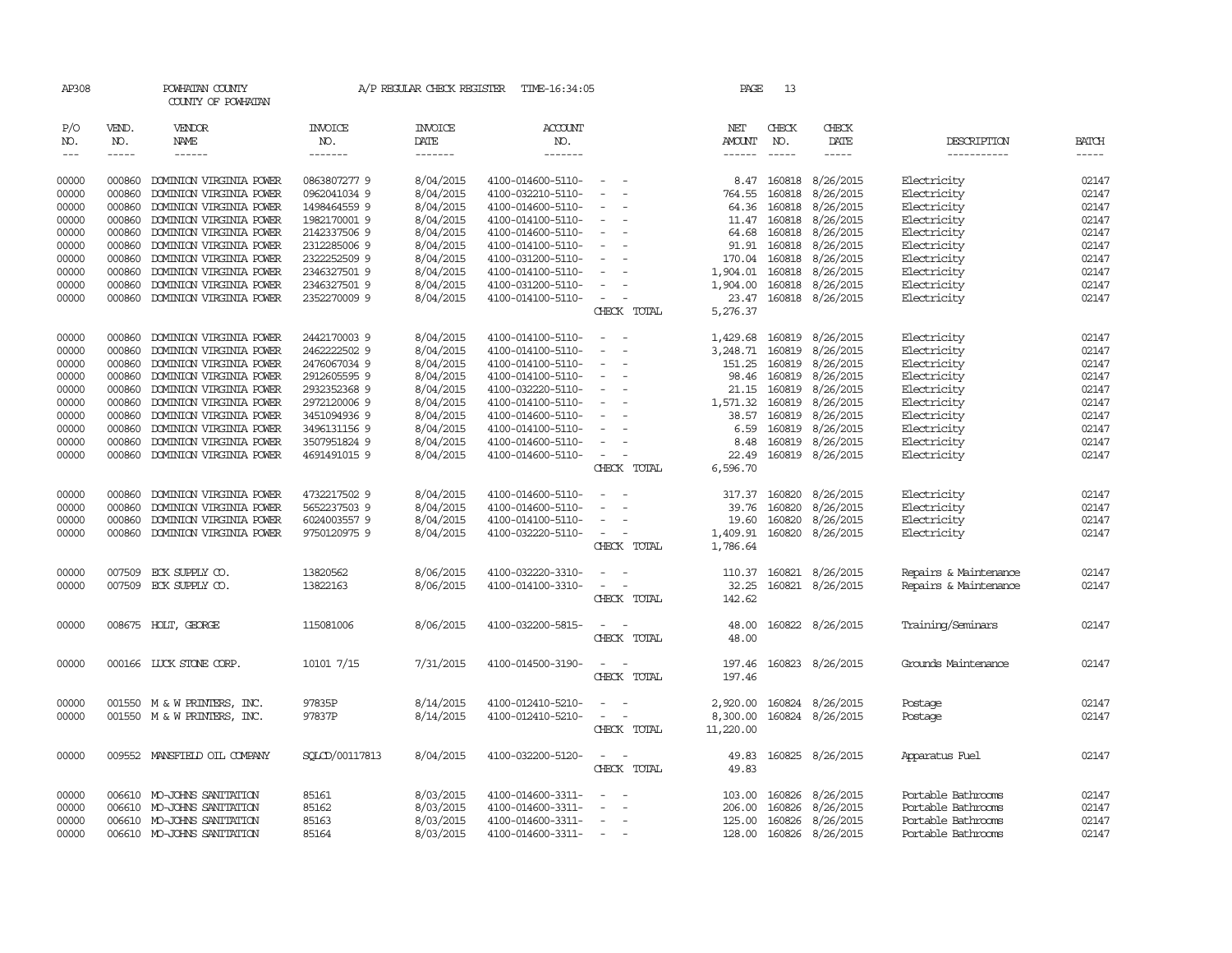AP308 POWHATAN COUNTY A/P REGULAR CHECK REGISTER TIME-16:34:05 PAGE 13

COUNTY OF POWHATAN

| P/O NO. | VEND. NO. | VENDOR NAME | INVOICE NO. | INVOICE DATE | ACCOUNT NO. | | NET AMOUNT | CHECK NO. | CHECK DATE | DESCRIPTION | BATCH |
|---|---|---|---|---|---|---|---|---|---|---|---|
| 00000 | 000860 | DOMINION VIRGINIA POWER | 0863807277 9 | 8/04/2015 | 4100-014600-5110- | - - | 8.47 | 160818 | 8/26/2015 | Electricity | 02147 |
| 00000 | 000860 | DOMINION VIRGINIA POWER | 0962041034 9 | 8/04/2015 | 4100-032210-5110- | - - | 764.55 | 160818 | 8/26/2015 | Electricity | 02147 |
| 00000 | 000860 | DOMINION VIRGINIA POWER | 1498464559 9 | 8/04/2015 | 4100-014600-5110- | - - | 64.36 | 160818 | 8/26/2015 | Electricity | 02147 |
| 00000 | 000860 | DOMINION VIRGINIA POWER | 1982170001 9 | 8/04/2015 | 4100-014100-5110- | - - | 11.47 | 160818 | 8/26/2015 | Electricity | 02147 |
| 00000 | 000860 | DOMINION VIRGINIA POWER | 2142337506 9 | 8/04/2015 | 4100-014600-5110- | - - | 64.68 | 160818 | 8/26/2015 | Electricity | 02147 |
| 00000 | 000860 | DOMINION VIRGINIA POWER | 2312285006 9 | 8/04/2015 | 4100-014100-5110- | - - | 91.91 | 160818 | 8/26/2015 | Electricity | 02147 |
| 00000 | 000860 | DOMINION VIRGINIA POWER | 2322252509 9 | 8/04/2015 | 4100-031200-5110- | - - | 170.04 | 160818 | 8/26/2015 | Electricity | 02147 |
| 00000 | 000860 | DOMINION VIRGINIA POWER | 2346327501 9 | 8/04/2015 | 4100-014100-5110- | - - | 1,904.01 | 160818 | 8/26/2015 | Electricity | 02147 |
| 00000 | 000860 | DOMINION VIRGINIA POWER | 2346327501 9 | 8/04/2015 | 4100-031200-5110- | - - | 1,904.00 | 160818 | 8/26/2015 | Electricity | 02147 |
| 00000 | 000860 | DOMINION VIRGINIA POWER | 2352270009 9 | 8/04/2015 | 4100-014100-5110- | - - | 23.47 | 160818 | 8/26/2015 | Electricity | 02147 |
| | | | | | | CHECK TOTAL | 5,276.37 | | | | |
| 00000 | 000860 | DOMINION VIRGINIA POWER | 2442170003 9 | 8/04/2015 | 4100-014100-5110- | - - | 1,429.68 | 160819 | 8/26/2015 | Electricity | 02147 |
| 00000 | 000860 | DOMINION VIRGINIA POWER | 2462222502 9 | 8/04/2015 | 4100-014100-5110- | - - | 3,248.71 | 160819 | 8/26/2015 | Electricity | 02147 |
| 00000 | 000860 | DOMINION VIRGINIA POWER | 2476067034 9 | 8/04/2015 | 4100-014100-5110- | - - | 151.25 | 160819 | 8/26/2015 | Electricity | 02147 |
| 00000 | 000860 | DOMINION VIRGINIA POWER | 2912605595 9 | 8/04/2015 | 4100-014100-5110- | - - | 98.46 | 160819 | 8/26/2015 | Electricity | 02147 |
| 00000 | 000860 | DOMINION VIRGINIA POWER | 2932352368 9 | 8/04/2015 | 4100-032220-5110- | - - | 21.15 | 160819 | 8/26/2015 | Electricity | 02147 |
| 00000 | 000860 | DOMINION VIRGINIA POWER | 2972120006 9 | 8/04/2015 | 4100-014100-5110- | - - | 1,571.32 | 160819 | 8/26/2015 | Electricity | 02147 |
| 00000 | 000860 | DOMINION VIRGINIA POWER | 3451094936 9 | 8/04/2015 | 4100-014600-5110- | - - | 38.57 | 160819 | 8/26/2015 | Electricity | 02147 |
| 00000 | 000860 | DOMINION VIRGINIA POWER | 3496131156 9 | 8/04/2015 | 4100-014100-5110- | - - | 6.59 | 160819 | 8/26/2015 | Electricity | 02147 |
| 00000 | 000860 | DOMINION VIRGINIA POWER | 3507951824 9 | 8/04/2015 | 4100-014600-5110- | - - | 8.48 | 160819 | 8/26/2015 | Electricity | 02147 |
| 00000 | 000860 | DOMINION VIRGINIA POWER | 4691491015 9 | 8/04/2015 | 4100-014600-5110- | - - | 22.49 | 160819 | 8/26/2015 | Electricity | 02147 |
| | | | | | | CHECK TOTAL | 6,596.70 | | | | |
| 00000 | 000860 | DOMINION VIRGINIA POWER | 4732217502 9 | 8/04/2015 | 4100-014600-5110- | - - | 317.37 | 160820 | 8/26/2015 | Electricity | 02147 |
| 00000 | 000860 | DOMINION VIRGINIA POWER | 5652237503 9 | 8/04/2015 | 4100-014600-5110- | - - | 39.76 | 160820 | 8/26/2015 | Electricity | 02147 |
| 00000 | 000860 | DOMINION VIRGINIA POWER | 6024003557 9 | 8/04/2015 | 4100-014100-5110- | - - | 19.60 | 160820 | 8/26/2015 | Electricity | 02147 |
| 00000 | 000860 | DOMINION VIRGINIA POWER | 9750120975 9 | 8/04/2015 | 4100-032220-5110- | - - | 1,409.91 | 160820 | 8/26/2015 | Electricity | 02147 |
| | | | | | | CHECK TOTAL | 1,786.64 | | | | |
| 00000 | 007509 | ECK SUPPLY CO. | 13820562 | 8/06/2015 | 4100-032220-3310- | - - | 110.37 | 160821 | 8/26/2015 | Repairs & Maintenance | 02147 |
| 00000 | 007509 | ECK SUPPLY CO. | 13822163 | 8/06/2015 | 4100-014100-3310- | - - | 32.25 | 160821 | 8/26/2015 | Repairs & Maintenance | 02147 |
| | | | | | | CHECK TOTAL | 142.62 | | | | |
| 00000 | 008675 | HOLT, GEORGE | 115081006 | 8/06/2015 | 4100-032200-5815- | - - | 48.00 | 160822 | 8/26/2015 | Training/Seminars | 02147 |
| | | | | | | CHECK TOTAL | 48.00 | | | | |
| 00000 | 000166 | LUCK STONE CORP. | 10101 7/15 | 7/31/2015 | 4100-014500-3190- | - - | 197.46 | 160823 | 8/26/2015 | Grounds Maintenance | 02147 |
| | | | | | | CHECK TOTAL | 197.46 | | | | |
| 00000 | 001550 | M & W PRINTERS, INC. | 97835P | 8/14/2015 | 4100-012410-5210- | - - | 2,920.00 | 160824 | 8/26/2015 | Postage | 02147 |
| 00000 | 001550 | M & W PRINTERS, INC. | 97837P | 8/14/2015 | 4100-012410-5210- | - - | 8,300.00 | 160824 | 8/26/2015 | Postage | 02147 |
| | | | | | | CHECK TOTAL | 11,220.00 | | | | |
| 00000 | 009552 | MANSFIELD OIL COMPANY | SQLCD/00117813 | 8/04/2015 | 4100-032200-5120- | - - | 49.83 | 160825 | 8/26/2015 | Apparatus Fuel | 02147 |
| | | | | | | CHECK TOTAL | 49.83 | | | | |
| 00000 | 006610 | MO-JOHNS SANITATION | 85161 | 8/03/2015 | 4100-014600-3311- | - - | 103.00 | 160826 | 8/26/2015 | Portable Bathrooms | 02147 |
| 00000 | 006610 | MO-JOHNS SANITATION | 85162 | 8/03/2015 | 4100-014600-3311- | - - | 206.00 | 160826 | 8/26/2015 | Portable Bathrooms | 02147 |
| 00000 | 006610 | MO-JOHNS SANITATION | 85163 | 8/03/2015 | 4100-014600-3311- | - - | 125.00 | 160826 | 8/26/2015 | Portable Bathrooms | 02147 |
| 00000 | 006610 | MO-JOHNS SANITATION | 85164 | 8/03/2015 | 4100-014600-3311- | - - | 128.00 | 160826 | 8/26/2015 | Portable Bathrooms | 02147 |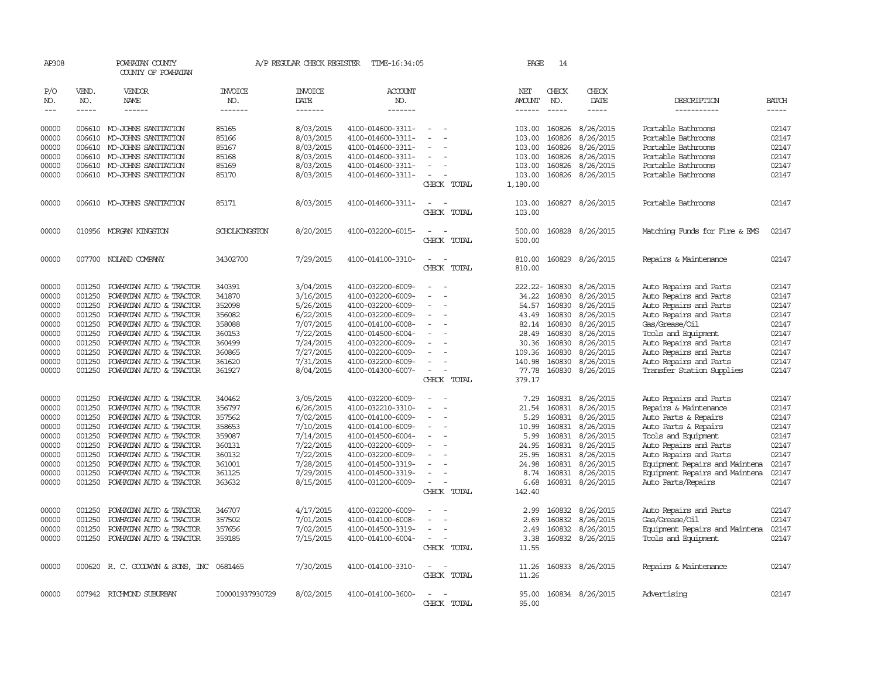AP308 POWHATAN COUNTY A/P REGULAR CHECK REGISTER TIME-16:34:05 PAGE 14

COUNTY OF POWHATAN

| P/O NO. | VEND. NO. | VENDOR NAME | INVOICE NO. | INVOICE DATE | ACCOUNT NO. | | NET AMOUNT | CHECK NO. | CHECK DATE | DESCRIPTION | BATCH |
|---|---|---|---|---|---|---|---|---|---|---|---|
| 00000 | 006610 | MO-JOHNS SANITATION | 85165 | 8/03/2015 | 4100-014600-3311- | - - | 103.00 | 160826 | 8/26/2015 | Portable Bathrooms | 02147 |
| 00000 | 006610 | MO-JOHNS SANITATION | 85166 | 8/03/2015 | 4100-014600-3311- | - - | 103.00 | 160826 | 8/26/2015 | Portable Bathrooms | 02147 |
| 00000 | 006610 | MO-JOHNS SANITATION | 85167 | 8/03/2015 | 4100-014600-3311- | - - | 103.00 | 160826 | 8/26/2015 | Portable Bathrooms | 02147 |
| 00000 | 006610 | MO-JOHNS SANITATION | 85168 | 8/03/2015 | 4100-014600-3311- | - - | 103.00 | 160826 | 8/26/2015 | Portable Bathrooms | 02147 |
| 00000 | 006610 | MO-JOHNS SANITATION | 85169 | 8/03/2015 | 4100-014600-3311- | - - | 103.00 | 160826 | 8/26/2015 | Portable Bathrooms | 02147 |
| 00000 | 006610 | MO-JOHNS SANITATION | 85170 | 8/03/2015 | 4100-014600-3311- | - - | 103.00 | 160826 | 8/26/2015 | Portable Bathrooms | 02147 |
| | | | | | | CHECK TOTAL | 1,180.00 | | | | |
| 00000 | 006610 | MO-JOHNS SANITATION | 85171 | 8/03/2015 | 4100-014600-3311- | - - | 103.00 | 160827 | 8/26/2015 | Portable Bathrooms | 02147 |
| | | | | | | CHECK TOTAL | 103.00 | | | | |
| 00000 | 010956 | MORGAN KINGSTON | SCHOLKINGSTON | 8/20/2015 | 4100-032200-6015- | - - | 500.00 | 160828 | 8/26/2015 | Matching Funds for Fire & EMS | 02147 |
| | | | | | | CHECK TOTAL | 500.00 | | | | |
| 00000 | 007700 | NOLAND COMPANY | 34302700 | 7/29/2015 | 4100-014100-3310- | - - | 810.00 | 160829 | 8/26/2015 | Repairs & Maintenance | 02147 |
| | | | | | | CHECK TOTAL | 810.00 | | | | |
| 00000 | 001250 | POWHATAN AUTO & TRACTOR | 340391 | 3/04/2015 | 4100-032200-6009- | - - | 222.22- | 160830 | 8/26/2015 | Auto Repairs and Parts | 02147 |
| 00000 | 001250 | POWHATAN AUTO & TRACTOR | 341870 | 3/16/2015 | 4100-032200-6009- | - - | 34.22 | 160830 | 8/26/2015 | Auto Repairs and Parts | 02147 |
| 00000 | 001250 | POWHATAN AUTO & TRACTOR | 352098 | 5/26/2015 | 4100-032200-6009- | - - | 54.57 | 160830 | 8/26/2015 | Auto Repairs and Parts | 02147 |
| 00000 | 001250 | POWHATAN AUTO & TRACTOR | 356082 | 6/22/2015 | 4100-032200-6009- | - - | 43.49 | 160830 | 8/26/2015 | Auto Repairs and Parts | 02147 |
| 00000 | 001250 | POWHATAN AUTO & TRACTOR | 358088 | 7/07/2015 | 4100-014100-6008- | - - | 82.14 | 160830 | 8/26/2015 | Gas/Grease/Oil | 02147 |
| 00000 | 001250 | POWHATAN AUTO & TRACTOR | 360153 | 7/22/2015 | 4100-014500-6004- | - - | 28.49 | 160830 | 8/26/2015 | Tools and Equipment | 02147 |
| 00000 | 001250 | POWHATAN AUTO & TRACTOR | 360499 | 7/24/2015 | 4100-032200-6009- | - - | 30.36 | 160830 | 8/26/2015 | Auto Repairs and Parts | 02147 |
| 00000 | 001250 | POWHATAN AUTO & TRACTOR | 360865 | 7/27/2015 | 4100-032200-6009- | - - | 109.36 | 160830 | 8/26/2015 | Auto Repairs and Parts | 02147 |
| 00000 | 001250 | POWHATAN AUTO & TRACTOR | 361620 | 7/31/2015 | 4100-032200-6009- | - - | 140.98 | 160830 | 8/26/2015 | Auto Repairs and Parts | 02147 |
| 00000 | 001250 | POWHATAN AUTO & TRACTOR | 361927 | 8/04/2015 | 4100-014300-6007- | - - | 77.78 | 160830 | 8/26/2015 | Transfer Station Supplies | 02147 |
| | | | | | | CHECK TOTAL | 379.17 | | | | |
| 00000 | 001250 | POWHATAN AUTO & TRACTOR | 340462 | 3/05/2015 | 4100-032200-6009- | - - | 7.29 | 160831 | 8/26/2015 | Auto Repairs and Parts | 02147 |
| 00000 | 001250 | POWHATAN AUTO & TRACTOR | 356797 | 6/26/2015 | 4100-032210-3310- | - - | 21.54 | 160831 | 8/26/2015 | Repairs & Maintenance | 02147 |
| 00000 | 001250 | POWHATAN AUTO & TRACTOR | 357562 | 7/02/2015 | 4100-014100-6009- | - - | 5.29 | 160831 | 8/26/2015 | Auto Parts & Repairs | 02147 |
| 00000 | 001250 | POWHATAN AUTO & TRACTOR | 358653 | 7/10/2015 | 4100-014100-6009- | - - | 10.99 | 160831 | 8/26/2015 | Auto Parts & Repairs | 02147 |
| 00000 | 001250 | POWHATAN AUTO & TRACTOR | 359087 | 7/14/2015 | 4100-014500-6004- | - - | 5.99 | 160831 | 8/26/2015 | Tools and Equipment | 02147 |
| 00000 | 001250 | POWHATAN AUTO & TRACTOR | 360131 | 7/22/2015 | 4100-032200-6009- | - - | 24.95 | 160831 | 8/26/2015 | Auto Repairs and Parts | 02147 |
| 00000 | 001250 | POWHATAN AUTO & TRACTOR | 360132 | 7/22/2015 | 4100-032200-6009- | - - | 25.95 | 160831 | 8/26/2015 | Auto Repairs and Parts | 02147 |
| 00000 | 001250 | POWHATAN AUTO & TRACTOR | 361001 | 7/28/2015 | 4100-014500-3319- | - - | 24.98 | 160831 | 8/26/2015 | Equipment Repairs and Maintena | 02147 |
| 00000 | 001250 | POWHATAN AUTO & TRACTOR | 361125 | 7/29/2015 | 4100-014500-3319- | - - | 8.74 | 160831 | 8/26/2015 | Equipment Repairs and Maintena | 02147 |
| 00000 | 001250 | POWHATAN AUTO & TRACTOR | 363632 | 8/15/2015 | 4100-031200-6009- | - - | 6.68 | 160831 | 8/26/2015 | Auto Parts/Repairs | 02147 |
| | | | | | | CHECK TOTAL | 142.40 | | | | |
| 00000 | 001250 | POWHATAN AUTO & TRACTOR | 346707 | 4/17/2015 | 4100-032200-6009- | - - | 2.99 | 160832 | 8/26/2015 | Auto Repairs and Parts | 02147 |
| 00000 | 001250 | POWHATAN AUTO & TRACTOR | 357502 | 7/01/2015 | 4100-014100-6008- | - - | 2.69 | 160832 | 8/26/2015 | Gas/Grease/Oil | 02147 |
| 00000 | 001250 | POWHATAN AUTO & TRACTOR | 357656 | 7/02/2015 | 4100-014500-3319- | - - | 2.49 | 160832 | 8/26/2015 | Equipment Repairs and Maintena | 02147 |
| 00000 | 001250 | POWHATAN AUTO & TRACTOR | 359185 | 7/15/2015 | 4100-014100-6004- | - - | 3.38 | 160832 | 8/26/2015 | Tools and Equipment | 02147 |
| | | | | | | CHECK TOTAL | 11.55 | | | | |
| 00000 | 000620 | R. C. GOODWYN & SONS, INC | 0681465 | 7/30/2015 | 4100-014100-3310- | - - | 11.26 | 160833 | 8/26/2015 | Repairs & Maintenance | 02147 |
| | | | | | | CHECK TOTAL | 11.26 | | | | |
| 00000 | 007942 | RICHMOND SUBURBAN | I00001937930729 | 8/02/2015 | 4100-014100-3600- | - - | 95.00 | 160834 | 8/26/2015 | Advertising | 02147 |
| | | | | | | CHECK TOTAL | 95.00 | | | | |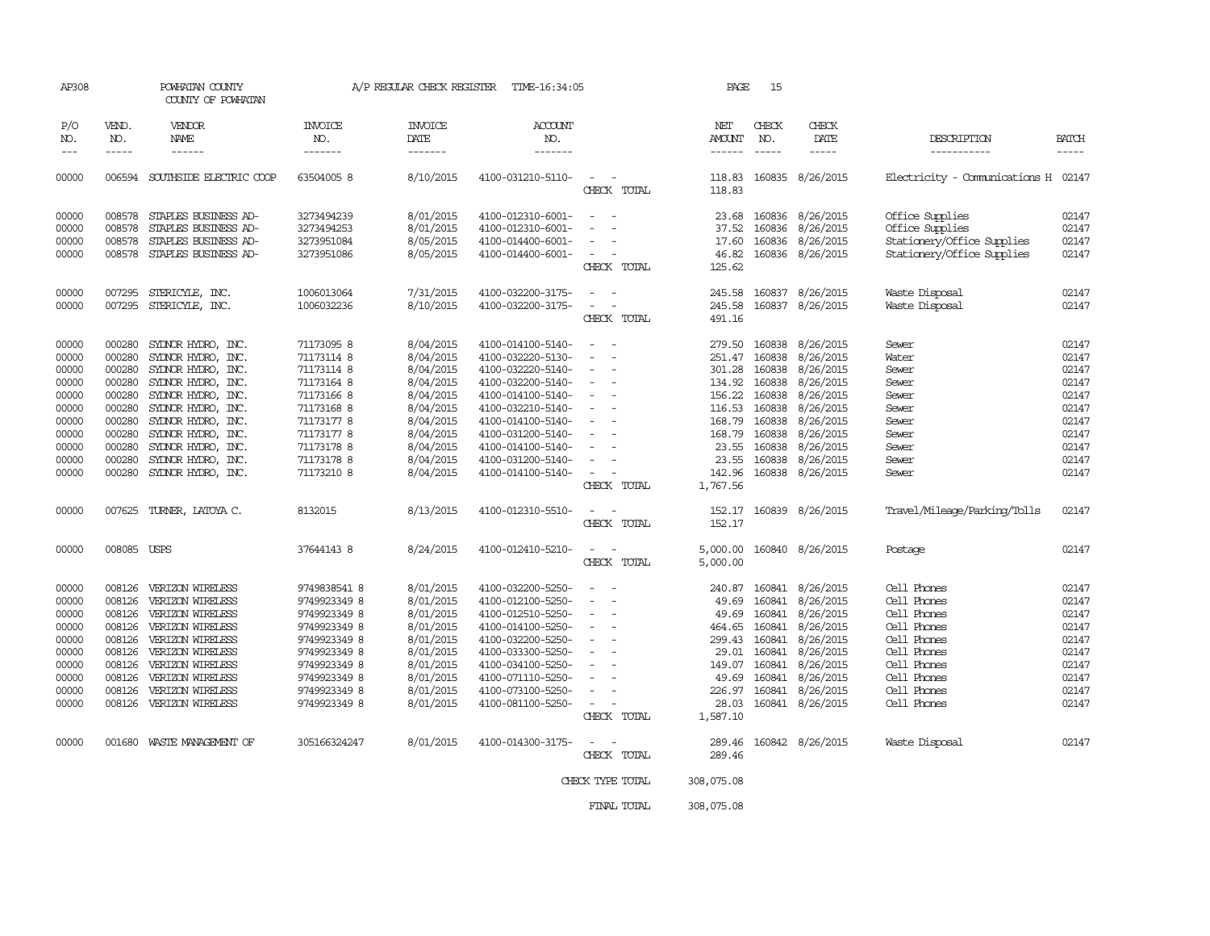AP308 POWHATAN COUNTY A/P REGULAR CHECK REGISTER TIME-16:34:05

COUNTY OF POWHATAN

| P/O NO. | VEND. NO. | VENDOR NAME | INVOICE NO. | INVOICE DATE | ACCOUNT NO. | | NET AMOUNT | CHECK NO. | CHECK DATE | DESCRIPTION | BATCH |
|---|---|---|---|---|---|---|---|---|---|---|---|
| 00000 | 006594 | SOUTHSIDE ELECTRIC COOP | 63504005 8 | 8/10/2015 | 4100-031210-5110- | - - | 118.83 | 160835 | 8/26/2015 | Electricity - Communications H | 02147 |
| | | | | | | CHECK TOTAL | 118.83 | | | | |
| 00000 | 008578 | STAPLES BUSINESS AD- | 3273494239 | 8/01/2015 | 4100-012310-6001- | - - | 23.68 | 160836 | 8/26/2015 | Office Supplies | 02147 |
| 00000 | 008578 | STAPLES BUSINESS AD- | 3273494253 | 8/01/2015 | 4100-012310-6001- | - - | 37.52 | 160836 | 8/26/2015 | Office Supplies | 02147 |
| 00000 | 008578 | STAPLES BUSINESS AD- | 3273951084 | 8/05/2015 | 4100-014400-6001- | - - | 17.60 | 160836 | 8/26/2015 | Stationery/Office Supplies | 02147 |
| 00000 | 008578 | STAPLES BUSINESS AD- | 3273951086 | 8/05/2015 | 4100-014400-6001- | - - | 46.82 | 160836 | 8/26/2015 | Stationery/Office Supplies | 02147 |
| | | | | | | CHECK TOTAL | 125.62 | | | | |
| 00000 | 007295 | STERICYLE, INC. | 1006013064 | 7/31/2015 | 4100-032200-3175- | - - | 245.58 | 160837 | 8/26/2015 | Waste Disposal | 02147 |
| 00000 | 007295 | STERICYLE, INC. | 1006032236 | 8/10/2015 | 4100-032200-3175- | - - | 245.58 | 160837 | 8/26/2015 | Waste Disposal | 02147 |
| | | | | | | CHECK TOTAL | 491.16 | | | | |
| 00000 | 000280 | SYDNOR HYDRO, INC. | 71173095 8 | 8/04/2015 | 4100-014100-5140- | - - | 279.50 | 160838 | 8/26/2015 | Sewer | 02147 |
| 00000 | 000280 | SYDNOR HYDRO, INC. | 71173114 8 | 8/04/2015 | 4100-032220-5130- | - - | 251.47 | 160838 | 8/26/2015 | Water | 02147 |
| 00000 | 000280 | SYDNOR HYDRO, INC. | 71173114 8 | 8/04/2015 | 4100-032220-5140- | - - | 301.28 | 160838 | 8/26/2015 | Sewer | 02147 |
| 00000 | 000280 | SYDNOR HYDRO, INC. | 71173164 8 | 8/04/2015 | 4100-032200-5140- | - - | 134.92 | 160838 | 8/26/2015 | Sewer | 02147 |
| 00000 | 000280 | SYDNOR HYDRO, INC. | 71173166 8 | 8/04/2015 | 4100-014100-5140- | - - | 156.22 | 160838 | 8/26/2015 | Sewer | 02147 |
| 00000 | 000280 | SYDNOR HYDRO, INC. | 71173168 8 | 8/04/2015 | 4100-032210-5140- | - - | 116.53 | 160838 | 8/26/2015 | Sewer | 02147 |
| 00000 | 000280 | SYDNOR HYDRO, INC. | 71173177 8 | 8/04/2015 | 4100-014100-5140- | - - | 168.79 | 160838 | 8/26/2015 | Sewer | 02147 |
| 00000 | 000280 | SYDNOR HYDRO, INC. | 71173177 8 | 8/04/2015 | 4100-031200-5140- | - - | 168.79 | 160838 | 8/26/2015 | Sewer | 02147 |
| 00000 | 000280 | SYDNOR HYDRO, INC. | 71173178 8 | 8/04/2015 | 4100-014100-5140- | - - | 23.55 | 160838 | 8/26/2015 | Sewer | 02147 |
| 00000 | 000280 | SYDNOR HYDRO, INC. | 71173178 8 | 8/04/2015 | 4100-031200-5140- | - - | 23.55 | 160838 | 8/26/2015 | Sewer | 02147 |
| 00000 | 000280 | SYDNOR HYDRO, INC. | 71173210 8 | 8/04/2015 | 4100-014100-5140- | - - | 142.96 | 160838 | 8/26/2015 | Sewer | 02147 |
| | | | | | | CHECK TOTAL | 1,767.56 | | | | |
| 00000 | 007625 | TURNER, LATOYA C. | 8132015 | 8/13/2015 | 4100-012310-5510- | - - | 152.17 | 160839 | 8/26/2015 | Travel/Mileage/Parking/Tolls | 02147 |
| | | | | | | CHECK TOTAL | 152.17 | | | | |
| 00000 | 008085 | USPS | 37644143 8 | 8/24/2015 | 4100-012410-5210- | - - | 5,000.00 | 160840 | 8/26/2015 | Postage | 02147 |
| | | | | | | CHECK TOTAL | 5,000.00 | | | | |
| 00000 | 008126 | VERIZON WIRELESS | 9749838541 8 | 8/01/2015 | 4100-032200-5250- | - - | 240.87 | 160841 | 8/26/2015 | Cell Phones | 02147 |
| 00000 | 008126 | VERIZON WIRELESS | 9749923349 8 | 8/01/2015 | 4100-012100-5250- | - - | 49.69 | 160841 | 8/26/2015 | Cell Phones | 02147 |
| 00000 | 008126 | VERIZON WIRELESS | 9749923349 8 | 8/01/2015 | 4100-012510-5250- | - - | 49.69 | 160841 | 8/26/2015 | Cell Phones | 02147 |
| 00000 | 008126 | VERIZON WIRELESS | 9749923349 8 | 8/01/2015 | 4100-014100-5250- | - - | 464.65 | 160841 | 8/26/2015 | Cell Phones | 02147 |
| 00000 | 008126 | VERIZON WIRELESS | 9749923349 8 | 8/01/2015 | 4100-032200-5250- | - - | 299.43 | 160841 | 8/26/2015 | Cell Phones | 02147 |
| 00000 | 008126 | VERIZON WIRELESS | 9749923349 8 | 8/01/2015 | 4100-033300-5250- | - - | 29.01 | 160841 | 8/26/2015 | Cell Phones | 02147 |
| 00000 | 008126 | VERIZON WIRELESS | 9749923349 8 | 8/01/2015 | 4100-034100-5250- | - - | 149.07 | 160841 | 8/26/2015 | Cell Phones | 02147 |
| 00000 | 008126 | VERIZON WIRELESS | 9749923349 8 | 8/01/2015 | 4100-071110-5250- | - - | 49.69 | 160841 | 8/26/2015 | Cell Phones | 02147 |
| 00000 | 008126 | VERIZON WIRELESS | 9749923349 8 | 8/01/2015 | 4100-073100-5250- | - - | 226.97 | 160841 | 8/26/2015 | Cell Phones | 02147 |
| 00000 | 008126 | VERIZON WIRELESS | 9749923349 8 | 8/01/2015 | 4100-081100-5250- | - - | 28.03 | 160841 | 8/26/2015 | Cell Phones | 02147 |
| | | | | | | CHECK TOTAL | 1,587.10 | | | | |
| 00000 | 001680 | WASTE MANAGEMENT OF | 305166324247 | 8/01/2015 | 4100-014300-3175- | - - | 289.46 | 160842 | 8/26/2015 | Waste Disposal | 02147 |
| | | | | | | CHECK TOTAL | 289.46 | | | | |
| | | | | | | CHECK TYPE TOTAL | 308,075.08 | | | | |
| | | | | | | FINAL TOTAL | 308,075.08 | | | | |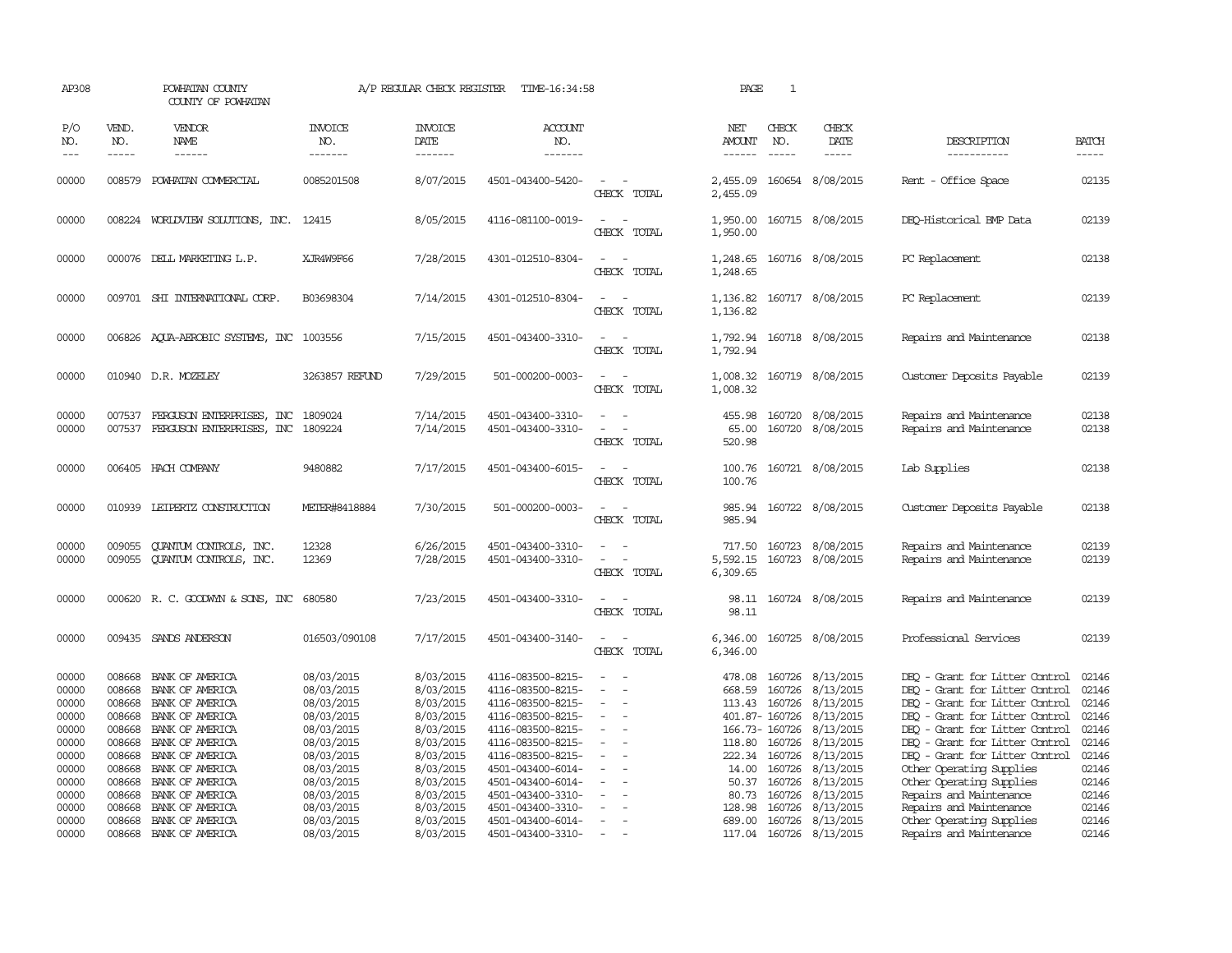AP308 POWHATAN COUNTY A/P REGULAR CHECK REGISTER TIME-16:34:58 PAGE 1

COUNTY OF POWHATAN

| P/O NO. | VEND. NO. | VENDOR NAME | INVOICE NO. | INVOICE DATE | ACCOUNT NO. | | NET AMOUNT | CHECK NO. | CHECK DATE | DESCRIPTION | BATCH |
|---|---|---|---|---|---|---|---|---|---|---|---|
| 00000 | 008579 | POWHATAN COMMERCIAL | 0085201508 | 8/07/2015 | 4501-043400-5420- | - - | 2,455.09 | 160654 | 8/08/2015 | Rent - Office Space | 02135 |
| | | | | | | CHECK TOTAL | 2,455.09 | | | | |
| 00000 | 008224 | WORLDVIEW SOLUTIONS, INC. | 12415 | 8/05/2015 | 4116-081100-0019- | - - | 1,950.00 | 160715 | 8/08/2015 | DEQ-Historical BMP Data | 02139 |
| | | | | | | CHECK TOTAL | 1,950.00 | | | | |
| 00000 | 000076 | DELL MARKETING L.P. | XJR4W9F66 | 7/28/2015 | 4301-012510-8304- | - - | 1,248.65 | 160716 | 8/08/2015 | PC Replacement | 02138 |
| | | | | | | CHECK TOTAL | 1,248.65 | | | | |
| 00000 | 009701 | SHI INTERNATIONAL CORP. | B03698304 | 7/14/2015 | 4301-012510-8304- | - - | 1,136.82 | 160717 | 8/08/2015 | PC Replacement | 02139 |
| | | | | | | CHECK TOTAL | 1,136.82 | | | | |
| 00000 | 006826 | AQUA-AEROBIC SYSTEMS, INC | 1003556 | 7/15/2015 | 4501-043400-3310- | - - | 1,792.94 | 160718 | 8/08/2015 | Repairs and Maintenance | 02138 |
| | | | | | | CHECK TOTAL | 1,792.94 | | | | |
| 00000 | 010940 | D.R. MOZELEY | 3263857 REFUND | 7/29/2015 | 501-000200-0003- | - - | 1,008.32 | 160719 | 8/08/2015 | Customer Deposits Payable | 02139 |
| | | | | | | CHECK TOTAL | 1,008.32 | | | | |
| 00000 | 007537 | FERGUSON ENTERPRISES, INC | 1809024 | 7/14/2015 | 4501-043400-3310- | - - | 455.98 | 160720 | 8/08/2015 | Repairs and Maintenance | 02138 |
| 00000 | 007537 | FERGUSON ENTERPRISES, INC | 1809224 | 7/14/2015 | 4501-043400-3310- | - - | 65.00 | 160720 | 8/08/2015 | Repairs and Maintenance | 02138 |
| | | | | | | CHECK TOTAL | 520.98 | | | | |
| 00000 | 006405 | HACH COMPANY | 9480882 | 7/17/2015 | 4501-043400-6015- | - - | 100.76 | 160721 | 8/08/2015 | Lab Supplies | 02138 |
| | | | | | | CHECK TOTAL | 100.76 | | | | |
| 00000 | 010939 | LEIPERTZ CONSTRUCTION | METER#8418884 | 7/30/2015 | 501-000200-0003- | - - | 985.94 | 160722 | 8/08/2015 | Customer Deposits Payable | 02138 |
| | | | | | | CHECK TOTAL | 985.94 | | | | |
| 00000 | 009055 | QUANTUM CONTROLS, INC. | 12328 | 6/26/2015 | 4501-043400-3310- | - - | 717.50 | 160723 | 8/08/2015 | Repairs and Maintenance | 02139 |
| 00000 | 009055 | QUANTUM CONTROLS, INC. | 12369 | 7/28/2015 | 4501-043400-3310- | - - | 5,592.15 | 160723 | 8/08/2015 | Repairs and Maintenance | 02139 |
| | | | | | | CHECK TOTAL | 6,309.65 | | | | |
| 00000 | 000620 | R. C. GOODWYN & SONS, INC | 680580 | 7/23/2015 | 4501-043400-3310- | - - | 98.11 | 160724 | 8/08/2015 | Repairs and Maintenance | 02139 |
| | | | | | | CHECK TOTAL | 98.11 | | | | |
| 00000 | 009435 | SANDS ANDERSON | 016503/090108 | 7/17/2015 | 4501-043400-3140- | - - | 6,346.00 | 160725 | 8/08/2015 | Professional Services | 02139 |
| | | | | | | CHECK TOTAL | 6,346.00 | | | | |
| 00000 | 008668 | BANK OF AMERICA | 08/03/2015 | 8/03/2015 | 4116-083500-8215- | - - | 478.08 | 160726 | 8/13/2015 | DEQ - Grant for Litter Control | 02146 |
| 00000 | 008668 | BANK OF AMERICA | 08/03/2015 | 8/03/2015 | 4116-083500-8215- | - - | 668.59 | 160726 | 8/13/2015 | DEQ - Grant for Litter Control | 02146 |
| 00000 | 008668 | BANK OF AMERICA | 08/03/2015 | 8/03/2015 | 4116-083500-8215- | - - | 113.43 | 160726 | 8/13/2015 | DEQ - Grant for Litter Control | 02146 |
| 00000 | 008668 | BANK OF AMERICA | 08/03/2015 | 8/03/2015 | 4116-083500-8215- | - - | 401.87- | 160726 | 8/13/2015 | DEQ - Grant for Litter Control | 02146 |
| 00000 | 008668 | BANK OF AMERICA | 08/03/2015 | 8/03/2015 | 4116-083500-8215- | - - | 166.73- | 160726 | 8/13/2015 | DEQ - Grant for Litter Control | 02146 |
| 00000 | 008668 | BANK OF AMERICA | 08/03/2015 | 8/03/2015 | 4116-083500-8215- | - - | 118.80 | 160726 | 8/13/2015 | DEQ - Grant for Litter Control | 02146 |
| 00000 | 008668 | BANK OF AMERICA | 08/03/2015 | 8/03/2015 | 4116-083500-8215- | - - | 222.34 | 160726 | 8/13/2015 | DEQ - Grant for Litter Control | 02146 |
| 00000 | 008668 | BANK OF AMERICA | 08/03/2015 | 8/03/2015 | 4501-043400-6014- | - - | 14.00 | 160726 | 8/13/2015 | Other Operating Supplies | 02146 |
| 00000 | 008668 | BANK OF AMERICA | 08/03/2015 | 8/03/2015 | 4501-043400-6014- | - - | 50.37 | 160726 | 8/13/2015 | Other Operating Supplies | 02146 |
| 00000 | 008668 | BANK OF AMERICA | 08/03/2015 | 8/03/2015 | 4501-043400-3310- | - - | 80.73 | 160726 | 8/13/2015 | Repairs and Maintenance | 02146 |
| 00000 | 008668 | BANK OF AMERICA | 08/03/2015 | 8/03/2015 | 4501-043400-3310- | - - | 128.98 | 160726 | 8/13/2015 | Repairs and Maintenance | 02146 |
| 00000 | 008668 | BANK OF AMERICA | 08/03/2015 | 8/03/2015 | 4501-043400-6014- | - - | 689.00 | 160726 | 8/13/2015 | Other Operating Supplies | 02146 |
| 00000 | 008668 | BANK OF AMERICA | 08/03/2015 | 8/03/2015 | 4501-043400-3310- | - - | 117.04 | 160726 | 8/13/2015 | Repairs and Maintenance | 02146 |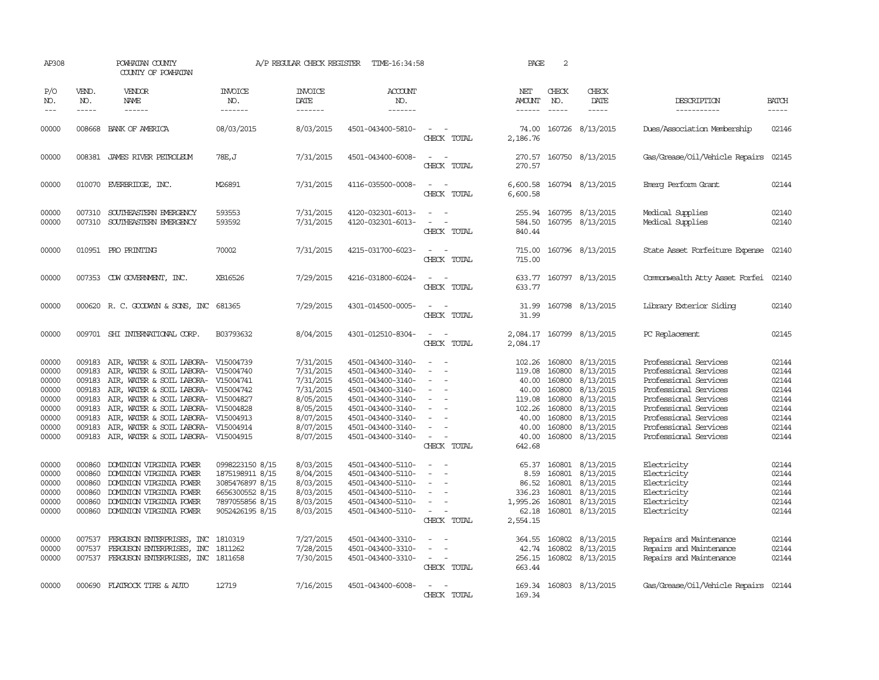AP308 POWHATAN COUNTY A/P REGULAR CHECK REGISTER TIME-16:34:58 PAGE 2

COUNTY OF POWHATAN

| P/O NO. | VEND. NO. | VENDOR NAME | INVOICE NO. | INVOICE DATE | ACCOUNT NO. | | NET AMOUNT | CHECK NO. | CHECK DATE | DESCRIPTION | BATCH |
|---|---|---|---|---|---|---|---|---|---|---|---|
| 00000 | 008668 | BANK OF AMERICA | 08/03/2015 | 8/03/2015 | 4501-043400-5810- | - - | 74.00 | 160726 | 8/13/2015 | Dues/Association Membership | 02146 |
| | | | | | | CHECK TOTAL | 2,186.76 | | | | |
| 00000 | 008381 | JAMES RIVER PETROLEUM | 78E,J | 7/31/2015 | 4501-043400-6008- | - - | 270.57 | 160750 | 8/13/2015 | Gas/Grease/Oil/Vehicle Repairs | 02145 |
| | | | | | | CHECK TOTAL | 270.57 | | | | |
| 00000 | 010070 | EVERBRIDGE, INC. | M26891 | 7/31/2015 | 4116-035500-0008- | - - | 6,600.58 | 160794 | 8/13/2015 | Emerg Perform Grant | 02144 |
| | | | | | | CHECK TOTAL | 6,600.58 | | | | |
| 00000 | 007310 | SOUTHEASTERN EMERGENCY | 593553 | 7/31/2015 | 4120-032301-6013- | - - | 255.94 | 160795 | 8/13/2015 | Medical Supplies | 02140 |
| 00000 | 007310 | SOUTHEASTERN EMERGENCY | 593592 | 7/31/2015 | 4120-032301-6013- | - - | 584.50 | 160795 | 8/13/2015 | Medical Supplies | 02140 |
| | | | | | | CHECK TOTAL | 840.44 | | | | |
| 00000 | 010951 | PRO PRINTING | 70002 | 7/31/2015 | 4215-031700-6023- | - - | 715.00 | 160796 | 8/13/2015 | State Asset Forfeiture Expense | 02140 |
| | | | | | | CHECK TOTAL | 715.00 | | | | |
| 00000 | 007353 | CDW GOVERNMENT, INC. | XB16526 | 7/29/2015 | 4216-031800-6024- | - - | 633.77 | 160797 | 8/13/2015 | Commonwealth Atty Asset Forfei | 02140 |
| | | | | | | CHECK TOTAL | 633.77 | | | | |
| 00000 | 000620 | R. C. GOODWYN & SONS, INC | 681365 | 7/29/2015 | 4301-014500-0005- | - - | 31.99 | 160798 | 8/13/2015 | Library Exterior Siding | 02140 |
| | | | | | | CHECK TOTAL | 31.99 | | | | |
| 00000 | 009701 | SHI INTERNATIONAL CORP. | B03793632 | 8/04/2015 | 4301-012510-8304- | - - | 2,084.17 | 160799 | 8/13/2015 | PC Replacement | 02145 |
| | | | | | | CHECK TOTAL | 2,084.17 | | | | |
| 00000 | 009183 | AIR, WATER & SOIL LABORA- | V15004739 | 7/31/2015 | 4501-043400-3140- | - - | 102.26 | 160800 | 8/13/2015 | Professional Services | 02144 |
| 00000 | 009183 | AIR, WATER & SOIL LABORA- | V15004740 | 7/31/2015 | 4501-043400-3140- | - - | 119.08 | 160800 | 8/13/2015 | Professional Services | 02144 |
| 00000 | 009183 | AIR, WATER & SOIL LABORA- | V15004741 | 7/31/2015 | 4501-043400-3140- | - - | 40.00 | 160800 | 8/13/2015 | Professional Services | 02144 |
| 00000 | 009183 | AIR, WATER & SOIL LABORA- | V15004742 | 7/31/2015 | 4501-043400-3140- | - - | 40.00 | 160800 | 8/13/2015 | Professional Services | 02144 |
| 00000 | 009183 | AIR, WATER & SOIL LABORA- | V15004827 | 8/05/2015 | 4501-043400-3140- | - - | 119.08 | 160800 | 8/13/2015 | Professional Services | 02144 |
| 00000 | 009183 | AIR, WATER & SOIL LABORA- | V15004828 | 8/05/2015 | 4501-043400-3140- | - - | 102.26 | 160800 | 8/13/2015 | Professional Services | 02144 |
| 00000 | 009183 | AIR, WATER & SOIL LABORA- | V15004913 | 8/07/2015 | 4501-043400-3140- | - - | 40.00 | 160800 | 8/13/2015 | Professional Services | 02144 |
| 00000 | 009183 | AIR, WATER & SOIL LABORA- | V15004914 | 8/07/2015 | 4501-043400-3140- | - - | 40.00 | 160800 | 8/13/2015 | Professional Services | 02144 |
| 00000 | 009183 | AIR, WATER & SOIL LABORA- | V15004915 | 8/07/2015 | 4501-043400-3140- | - - | 40.00 | 160800 | 8/13/2015 | Professional Services | 02144 |
| | | | | | | CHECK TOTAL | 642.68 | | | | |
| 00000 | 000860 | DOMINION VIRGINIA POWER | 0998223150 8/15 | 8/03/2015 | 4501-043400-5110- | - - | 65.37 | 160801 | 8/13/2015 | Electricity | 02144 |
| 00000 | 000860 | DOMINION VIRGINIA POWER | 1875198911 8/15 | 8/04/2015 | 4501-043400-5110- | - - | 8.59 | 160801 | 8/13/2015 | Electricity | 02144 |
| 00000 | 000860 | DOMINION VIRGINIA POWER | 3085476897 8/15 | 8/03/2015 | 4501-043400-5110- | - - | 86.52 | 160801 | 8/13/2015 | Electricity | 02144 |
| 00000 | 000860 | DOMINION VIRGINIA POWER | 6656300552 8/15 | 8/03/2015 | 4501-043400-5110- | - - | 336.23 | 160801 | 8/13/2015 | Electricity | 02144 |
| 00000 | 000860 | DOMINION VIRGINIA POWER | 7897055856 8/15 | 8/03/2015 | 4501-043400-5110- | - - | 1,995.26 | 160801 | 8/13/2015 | Electricity | 02144 |
| 00000 | 000860 | DOMINION VIRGINIA POWER | 9052426195 8/15 | 8/03/2015 | 4501-043400-5110- | - - | 62.18 | 160801 | 8/13/2015 | Electricity | 02144 |
| | | | | | | CHECK TOTAL | 2,554.15 | | | | |
| 00000 | 007537 | FERGUSON ENTERPRISES, INC | 1810319 | 7/27/2015 | 4501-043400-3310- | - - | 364.55 | 160802 | 8/13/2015 | Repairs and Maintenance | 02144 |
| 00000 | 007537 | FERGUSON ENTERPRISES, INC | 1811262 | 7/28/2015 | 4501-043400-3310- | - - | 42.74 | 160802 | 8/13/2015 | Repairs and Maintenance | 02144 |
| 00000 | 007537 | FERGUSON ENTERPRISES, INC | 1811658 | 7/30/2015 | 4501-043400-3310- | - - | 256.15 | 160802 | 8/13/2015 | Repairs and Maintenance | 02144 |
| | | | | | | CHECK TOTAL | 663.44 | | | | |
| 00000 | 000690 | FLATROCK TIRE & AUTO | 12719 | 7/16/2015 | 4501-043400-6008- | - - | 169.34 | 160803 | 8/13/2015 | Gas/Grease/Oil/Vehicle Repairs | 02144 |
| | | | | | | CHECK TOTAL | 169.34 | | | | |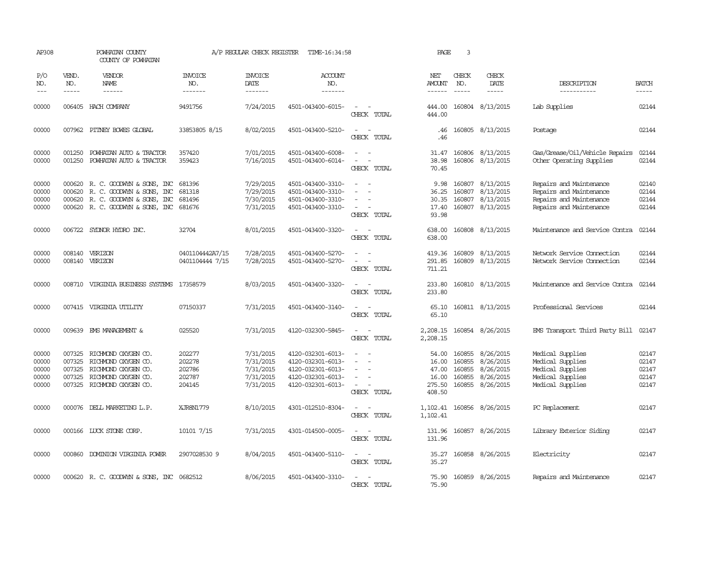AP308 POWHATAN COUNTY A/P REGULAR CHECK REGISTER TIME-16:34:58 PAGE 3

COUNTY OF POWHATAN

| P/O NO. | VEND. NO. | VENDOR NAME | INVOICE NO. | INVOICE DATE | ACCOUNT NO. | | NET AMOUNT | CHECK NO. | CHECK DATE | DESCRIPTION | BATCH |
|---|---|---|---|---|---|---|---|---|---|---|---|
| 00000 | 006405 | HACH COMPANY | 9491756 | 7/24/2015 | 4501-043400-6015- | - - | 444.00 | 160804 | 8/13/2015 | Lab Supplies | 02144 |
| | | | | | | CHECK TOTAL | 444.00 | | | | |
| 00000 | 007962 | PITNEY BOWES GLOBAL | 33853805 8/15 | 8/02/2015 | 4501-043400-5210- | - - | .46 | 160805 | 8/13/2015 | Postage | 02144 |
| | | | | | | CHECK TOTAL | .46 | | | | |
| 00000 | 001250 | POWHATAN AUTO & TRACTOR | 357420 | 7/01/2015 | 4501-043400-6008- | - - | 31.47 | 160806 | 8/13/2015 | Gas/Grease/Oil/Vehicle Repairs | 02144 |
| 00000 | 001250 | POWHATAN AUTO & TRACTOR | 359423 | 7/16/2015 | 4501-043400-6014- | - - | 38.98 | 160806 | 8/13/2015 | Other Operating Supplies | 02144 |
| | | | | | | CHECK TOTAL | 70.45 | | | | |
| 00000 | 000620 | R. C. GOODWYN & SONS, INC | 681396 | 7/29/2015 | 4501-043400-3310- | - - | 9.98 | 160807 | 8/13/2015 | Repairs and Maintenance | 02140 |
| 00000 | 000620 | R. C. GOODWYN & SONS, INC | 681318 | 7/29/2015 | 4501-043400-3310- | - - | 36.25 | 160807 | 8/13/2015 | Repairs and Maintenance | 02144 |
| 00000 | 000620 | R. C. GOODWYN & SONS, INC | 681496 | 7/30/2015 | 4501-043400-3310- | - - | 30.35 | 160807 | 8/13/2015 | Repairs and Maintenance | 02144 |
| 00000 | 000620 | R. C. GOODWYN & SONS, INC | 681676 | 7/31/2015 | 4501-043400-3310- | - - | 17.40 | 160807 | 8/13/2015 | Repairs and Maintenance | 02144 |
| | | | | | | CHECK TOTAL | 93.98 | | | | |
| 00000 | 006722 | SYDNOR HYDRO INC. | 32704 | 8/01/2015 | 4501-043400-3320- | - - | 638.00 | 160808 | 8/13/2015 | Maintenance and Service Contra | 02144 |
| | | | | | | CHECK TOTAL | 638.00 | | | | |
| 00000 | 008140 | VERIZON | 0401104442A7/15 | 7/28/2015 | 4501-043400-5270- | - - | 419.36 | 160809 | 8/13/2015 | Network Service Connection | 02144 |
| 00000 | 008140 | VERIZON | 0401104444 7/15 | 7/28/2015 | 4501-043400-5270- | - - | 291.85 | 160809 | 8/13/2015 | Network Service Connection | 02144 |
| | | | | | | CHECK TOTAL | 711.21 | | | | |
| 00000 | 008710 | VIRGINIA BUSINESS SYSTEMS | 17358579 | 8/03/2015 | 4501-043400-3320- | - - | 233.80 | 160810 | 8/13/2015 | Maintenance and Service Contra | 02144 |
| | | | | | | CHECK TOTAL | 233.80 | | | | |
| 00000 | 007415 | VIRGINIA UTILITY | 07150337 | 7/31/2015 | 4501-043400-3140- | - - | 65.10 | 160811 | 8/13/2015 | Professional Services | 02144 |
| | | | | | | CHECK TOTAL | 65.10 | | | | |
| 00000 | 009639 | EMS MANAGEMENT & | 025520 | 7/31/2015 | 4120-032300-5845- | - - | 2,208.15 | 160854 | 8/26/2015 | EMS Transport Third Party Bill | 02147 |
| | | | | | | CHECK TOTAL | 2,208.15 | | | | |
| 00000 | 007325 | RICHMOND OXYGEN CO. | 202277 | 7/31/2015 | 4120-032301-6013- | - - | 54.00 | 160855 | 8/26/2015 | Medical Supplies | 02147 |
| 00000 | 007325 | RICHMOND OXYGEN CO. | 202278 | 7/31/2015 | 4120-032301-6013- | - - | 16.00 | 160855 | 8/26/2015 | Medical Supplies | 02147 |
| 00000 | 007325 | RICHMOND OXYGEN CO. | 202786 | 7/31/2015 | 4120-032301-6013- | - - | 47.00 | 160855 | 8/26/2015 | Medical Supplies | 02147 |
| 00000 | 007325 | RICHMOND OXYGEN CO. | 202787 | 7/31/2015 | 4120-032301-6013- | - - | 16.00 | 160855 | 8/26/2015 | Medical Supplies | 02147 |
| 00000 | 007325 | RICHMOND OXYGEN CO. | 204145 | 7/31/2015 | 4120-032301-6013- | - - | 275.50 | 160855 | 8/26/2015 | Medical Supplies | 02147 |
| | | | | | | CHECK TOTAL | 408.50 | | | | |
| 00000 | 000076 | DELL MARKETING L.P. | XJR8N1779 | 8/10/2015 | 4301-012510-8304- | - - | 1,102.41 | 160856 | 8/26/2015 | PC Replacement | 02147 |
| | | | | | | CHECK TOTAL | 1,102.41 | | | | |
| 00000 | 000166 | LUCK STONE CORP. | 10101 7/15 | 7/31/2015 | 4301-014500-0005- | - - | 131.96 | 160857 | 8/26/2015 | Library Exterior Siding | 02147 |
| | | | | | | CHECK TOTAL | 131.96 | | | | |
| 00000 | 000860 | DOMINION VIRGINIA POWER | 2907028530 9 | 8/04/2015 | 4501-043400-5110- | - - | 35.27 | 160858 | 8/26/2015 | Electricity | 02147 |
| | | | | | | CHECK TOTAL | 35.27 | | | | |
| 00000 | 000620 | R. C. GOODWYN & SONS, INC | 0682512 | 8/06/2015 | 4501-043400-3310- | - - | 75.90 | 160859 | 8/26/2015 | Repairs and Maintenance | 02147 |
| | | | | | | CHECK TOTAL | 75.90 | | | | |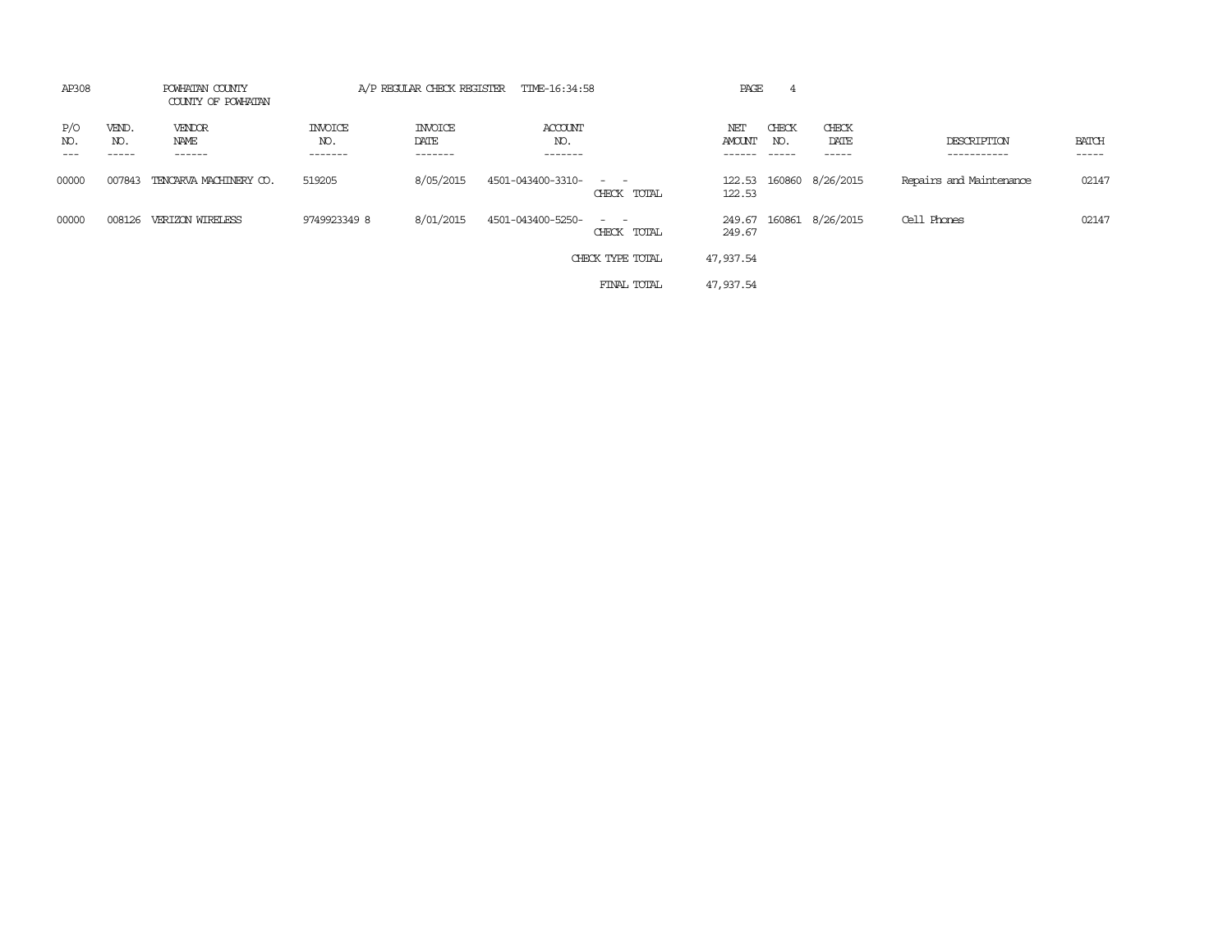AP308 POWHATAN COUNTY A/P REGULAR CHECK REGISTER TIME-16:34:58 PAGE 4

COUNTY OF POWHATAN

| P/O NO. | VEND. NO. | VENDOR NAME | INVOICE NO. | INVOICE DATE | ACCOUNT NO. | | NET AMOUNT | CHECK NO. | CHECK DATE | DESCRIPTION | BATCH |
|---|---|---|---|---|---|---|---|---|---|---|---|
| 00000 | 007843 | TENCARVA MACHINERY CO. | 519205 | 8/05/2015 | 4501-043400-3310- | - - | 122.53 | 160860 | 8/26/2015 | Repairs and Maintenance | 02147 |
| | | | | | | CHECK TOTAL | 122.53 | | | | |
| 00000 | 008126 | VERIZON WIRELESS | 9749923349 8 | 8/01/2015 | 4501-043400-5250- | - - | 249.67 | 160861 | 8/26/2015 | Cell Phones | 02147 |
| | | | | | | CHECK TOTAL | 249.67 | | | | |
| | | | | | | CHECK TYPE TOTAL | 47,937.54 | | | | |
| | | | | | | FINAL TOTAL | 47,937.54 | | | | |